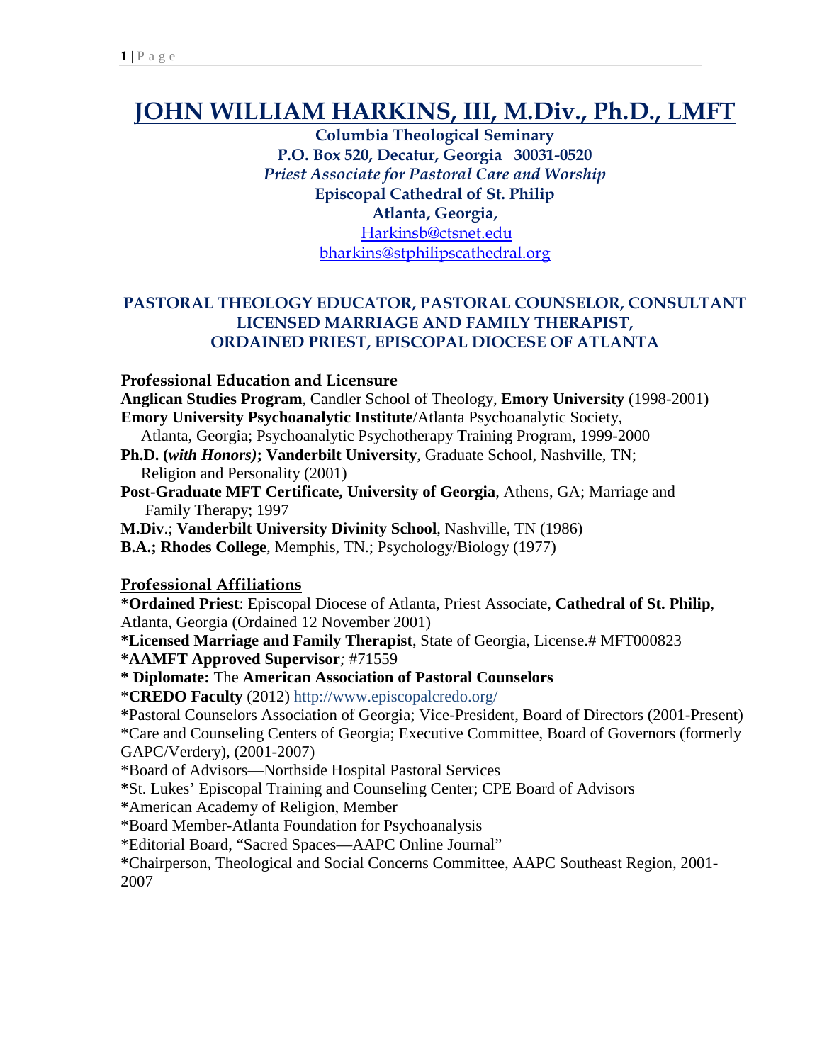# JOHN WILLIAM HARKINS, III, M.Div., Ph.D., LMFT

**Columbia Theological Seminary**
**P.O. Box 520, Decatur, Georgia 30031-0520**
*Priest Associate for Pastoral Care and Worship*
**Episcopal Cathedral of St. Philip**
**Atlanta, Georgia,**
Harkinsb@ctsnet.edu
bharkins@stphilipscathedral.org

## PASTORAL THEOLOGY EDUCATOR, PASTORAL COUNSELOR, CONSULTANT LICENSED MARRIAGE AND FAMILY THERAPIST, ORDAINED PRIEST, EPISCOPAL DIOCESE OF ATLANTA

### Professional Education and Licensure

**Anglican Studies Program**, Candler School of Theology, **Emory University** (1998-2001)
**Emory University Psychoanalytic Institute**/Atlanta Psychoanalytic Society, Atlanta, Georgia; Psychoanalytic Psychotherapy Training Program, 1999-2000
**Ph.D. (*with Honors*); Vanderbilt University**, Graduate School, Nashville, TN; Religion and Personality (2001)
**Post-Graduate MFT Certificate, University of Georgia**, Athens, GA; Marriage and Family Therapy; 1997
**M.Div**.; **Vanderbilt University Divinity School**, Nashville, TN (1986)
**B.A.; Rhodes College**, Memphis, TN.; Psychology/Biology (1977)

### Professional Affiliations

***Ordained Priest**: Episcopal Diocese of Atlanta, Priest Associate, **Cathedral of St. Philip**, Atlanta, Georgia (Ordained 12 November 2001)
***Licensed Marriage and Family Therapist**, State of Georgia, License.# MFT000823
***AAMFT Approved Supervisor***;* #71559
*** Diplomate:** The **American Association of Pastoral Counselors**
***CREDO Faculty** (2012) http://www.episcopalcredo.org/
*Pastoral Counselors Association of Georgia; Vice-President, Board of Directors (2001-Present)
*Care and Counseling Centers of Georgia; Executive Committee, Board of Governors (formerly GAPC/Verdery), (2001-2007)
*Board of Advisors—Northside Hospital Pastoral Services
*St. Lukes' Episcopal Training and Counseling Center; CPE Board of Advisors
*American Academy of Religion, Member
*Board Member-Atlanta Foundation for Psychoanalysis
*Editorial Board, "Sacred Spaces—AAPC Online Journal"
*Chairperson, Theological and Social Concerns Committee, AAPC Southeast Region, 2001-2007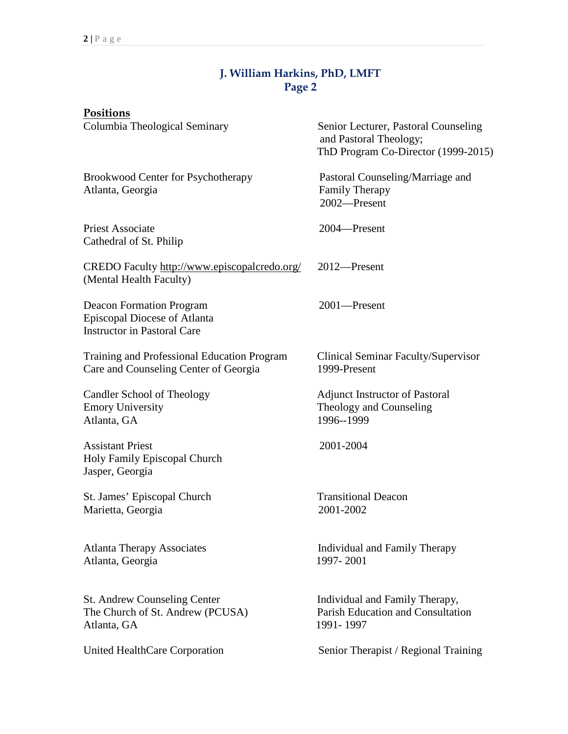## J. William Harkins, PhD, LMFT
## Page 2

**Positions**

| | |
|---|---|
| Columbia Theological Seminary | Senior Lecturer, Pastoral Counseling and Pastoral Theology; ThD Program Co-Director (1999-2015) |
| Brookwood Center for Psychotherapy<br>Atlanta, Georgia | Pastoral Counseling/Marriage and Family Therapy<br>2002—Present |
| Priest Associate<br>Cathedral of St. Philip | 2004—Present |
| CREDO Faculty http://www.episcopalcredo.org/<br>(Mental Health Faculty) | 2012—Present |
| Deacon Formation Program<br>Episcopal Diocese of Atlanta<br>Instructor in Pastoral Care | 2001—Present |
| Training and Professional Education Program<br>Care and Counseling Center of Georgia | Clinical Seminar Faculty/Supervisor<br>1999-Present |
| Candler School of Theology<br>Emory University<br>Atlanta, GA | Adjunct Instructor of Pastoral Theology and Counseling<br>1996--1999 |
| Assistant Priest<br>Holy Family Episcopal Church<br>Jasper, Georgia | 2001-2004 |
| St. James' Episcopal Church<br>Marietta, Georgia | Transitional Deacon<br>2001-2002 |
| Atlanta Therapy Associates<br>Atlanta, Georgia | Individual and Family Therapy<br>1997- 2001 |
| St. Andrew Counseling Center<br>The Church of St. Andrew (PCUSA)<br>Atlanta, GA | Individual and Family Therapy, Parish Education and Consultation<br>1991- 1997 |
| United HealthCare Corporation | Senior Therapist / Regional Training |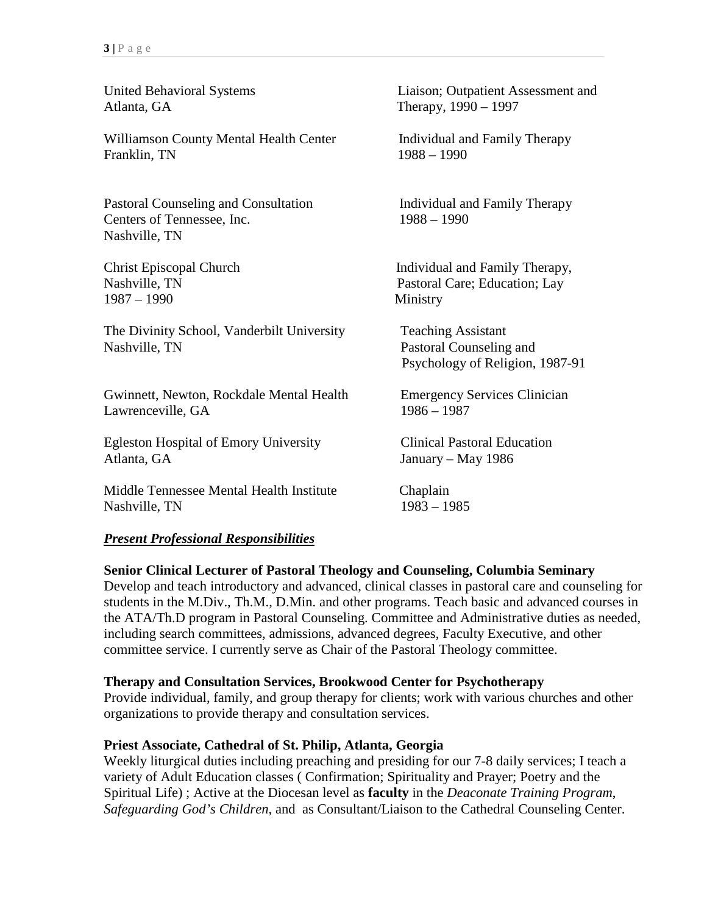| | |
|---|---|
| United Behavioral Systems<br>Atlanta, GA | Liaison; Outpatient Assessment and Therapy, 1990 – 1997 |
| Williamson County Mental Health Center<br>Franklin, TN | Individual and Family Therapy<br>1988 – 1990 |
| Pastoral Counseling and Consultation Centers of Tennessee, Inc.<br>Nashville, TN | Individual and Family Therapy<br>1988 – 1990 |
| Christ Episcopal Church<br>Nashville, TN<br>1987 – 1990 | Individual and Family Therapy, Pastoral Care; Education; Lay Ministry |
| The Divinity School, Vanderbilt University<br>Nashville, TN | Teaching Assistant<br>Pastoral Counseling and Psychology of Religion, 1987-91 |
| Gwinnett, Newton, Rockdale Mental Health<br>Lawrenceville, GA | Emergency Services Clinician<br>1986 – 1987 |
| Egleston Hospital of Emory University<br>Atlanta, GA | Clinical Pastoral Education<br>January – May 1986 |
| Middle Tennessee Mental Health Institute<br>Nashville, TN | Chaplain<br>1983 – 1985 |

***Present Professional Responsibilities***

**Senior Clinical Lecturer of Pastoral Theology and Counseling, Columbia Seminary**
Develop and teach introductory and advanced, clinical classes in pastoral care and counseling for students in the M.Div., Th.M., D.Min. and other programs. Teach basic and advanced courses in the ATA/Th.D program in Pastoral Counseling. Committee and Administrative duties as needed, including search committees, admissions, advanced degrees, Faculty Executive, and other committee service. I currently serve as Chair of the Pastoral Theology committee.

**Therapy and Consultation Services, Brookwood Center for Psychotherapy**
Provide individual, family, and group therapy for clients; work with various churches and other organizations to provide therapy and consultation services.

**Priest Associate, Cathedral of St. Philip, Atlanta, Georgia**
Weekly liturgical duties including preaching and presiding for our 7-8 daily services; I teach a variety of Adult Education classes ( Confirmation; Spirituality and Prayer; Poetry and the Spiritual Life) ; Active at the Diocesan level as **faculty** in the *Deaconate Training Program*, *Safeguarding God's Children*, and as Consultant/Liaison to the Cathedral Counseling Center.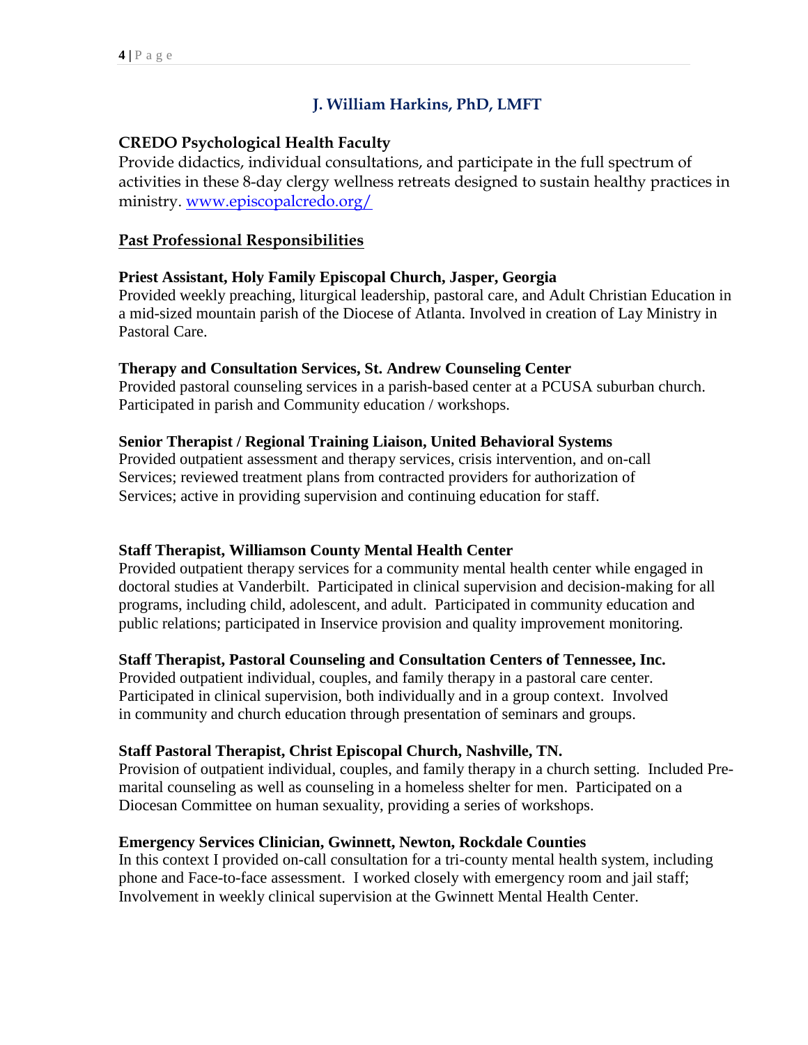## J. William Harkins, PhD, LMFT

**CREDO Psychological Health Faculty**
Provide didactics, individual consultations, and participate in the full spectrum of activities in these 8-day clergy wellness retreats designed to sustain healthy practices in ministry. [www.episcopalcredo.org/](www.episcopalcredo.org/)

### Past Professional Responsibilities

**Priest Assistant, Holy Family Episcopal Church, Jasper, Georgia**
Provided weekly preaching, liturgical leadership, pastoral care, and Adult Christian Education in a mid-sized mountain parish of the Diocese of Atlanta. Involved in creation of Lay Ministry in Pastoral Care.

**Therapy and Consultation Services, St. Andrew Counseling Center**
Provided pastoral counseling services in a parish-based center at a PCUSA suburban church. Participated in parish and Community education / workshops.

**Senior Therapist / Regional Training Liaison, United Behavioral Systems**
Provided outpatient assessment and therapy services, crisis intervention, and on-call Services; reviewed treatment plans from contracted providers for authorization of Services; active in providing supervision and continuing education for staff.

**Staff Therapist, Williamson County Mental Health Center**
Provided outpatient therapy services for a community mental health center while engaged in doctoral studies at Vanderbilt. Participated in clinical supervision and decision-making for all programs, including child, adolescent, and adult. Participated in community education and public relations; participated in Inservice provision and quality improvement monitoring.

**Staff Therapist, Pastoral Counseling and Consultation Centers of Tennessee, Inc.**
Provided outpatient individual, couples, and family therapy in a pastoral care center. Participated in clinical supervision, both individually and in a group context. Involved in community and church education through presentation of seminars and groups.

**Staff Pastoral Therapist, Christ Episcopal Church, Nashville, TN.**
Provision of outpatient individual, couples, and family therapy in a church setting. Included Pre-marital counseling as well as counseling in a homeless shelter for men. Participated on a Diocesan Committee on human sexuality, providing a series of workshops.

**Emergency Services Clinician, Gwinnett, Newton, Rockdale Counties**
In this context I provided on-call consultation for a tri-county mental health system, including phone and Face-to-face assessment. I worked closely with emergency room and jail staff; Involvement in weekly clinical supervision at the Gwinnett Mental Health Center.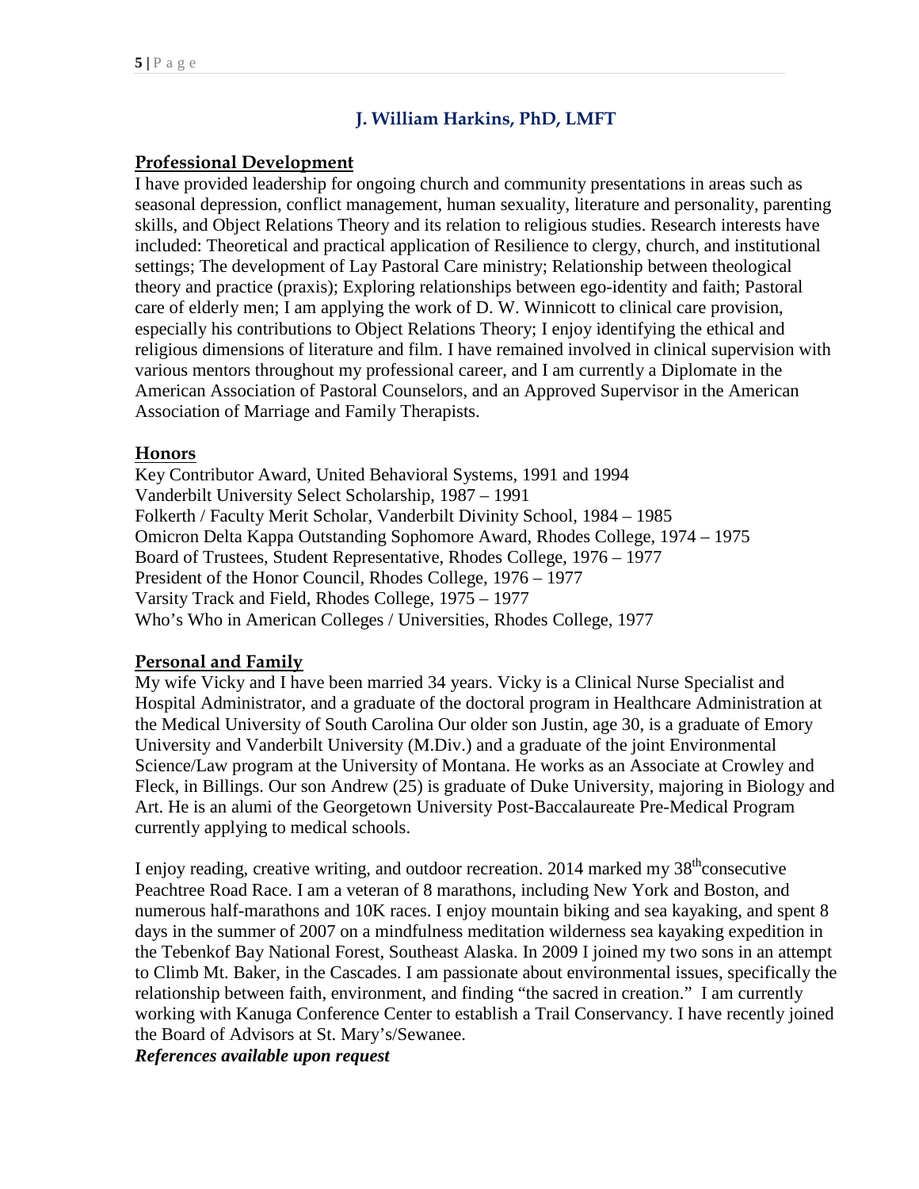## J. William Harkins, PhD, LMFT

### Professional Development

I have provided leadership for ongoing church and community presentations in areas such as seasonal depression, conflict management, human sexuality, literature and personality, parenting skills, and Object Relations Theory and its relation to religious studies. Research interests have included: Theoretical and practical application of Resilience to clergy, church, and institutional settings; The development of Lay Pastoral Care ministry; Relationship between theological theory and practice (praxis); Exploring relationships between ego-identity and faith; Pastoral care of elderly men; I am applying the work of D. W. Winnicott to clinical care provision, especially his contributions to Object Relations Theory; I enjoy identifying the ethical and religious dimensions of literature and film. I have remained involved in clinical supervision with various mentors throughout my professional career, and I am currently a Diplomate in the American Association of Pastoral Counselors, and an Approved Supervisor in the American Association of Marriage and Family Therapists.

### Honors

Key Contributor Award, United Behavioral Systems, 1991 and 1994
Vanderbilt University Select Scholarship, 1987 – 1991
Folkerth / Faculty Merit Scholar, Vanderbilt Divinity School, 1984 – 1985
Omicron Delta Kappa Outstanding Sophomore Award, Rhodes College, 1974 – 1975
Board of Trustees, Student Representative, Rhodes College, 1976 – 1977
President of the Honor Council, Rhodes College, 1976 – 1977
Varsity Track and Field, Rhodes College, 1975 – 1977
Who's Who in American Colleges / Universities, Rhodes College, 1977

### Personal and Family

My wife Vicky and I have been married 34 years. Vicky is a Clinical Nurse Specialist and Hospital Administrator, and a graduate of the doctoral program in Healthcare Administration at the Medical University of South Carolina Our older son Justin, age 30, is a graduate of Emory University and Vanderbilt University (M.Div.) and a graduate of the joint Environmental Science/Law program at the University of Montana. He works as an Associate at Crowley and Fleck, in Billings. Our son Andrew (25) is graduate of Duke University, majoring in Biology and Art. He is an alumi of the Georgetown University Post-Baccalaureate Pre-Medical Program currently applying to medical schools.

I enjoy reading, creative writing, and outdoor recreation. 2014 marked my 38th consecutive Peachtree Road Race. I am a veteran of 8 marathons, including New York and Boston, and numerous half-marathons and 10K races. I enjoy mountain biking and sea kayaking, and spent 8 days in the summer of 2007 on a mindfulness meditation wilderness sea kayaking expedition in the Tebenkof Bay National Forest, Southeast Alaska. In 2009 I joined my two sons in an attempt to Climb Mt. Baker, in the Cascades. I am passionate about environmental issues, specifically the relationship between faith, environment, and finding "the sacred in creation." I am currently working with Kanuga Conference Center to establish a Trail Conservancy. I have recently joined the Board of Advisors at St. Mary's/Sewanee.

***References available upon request***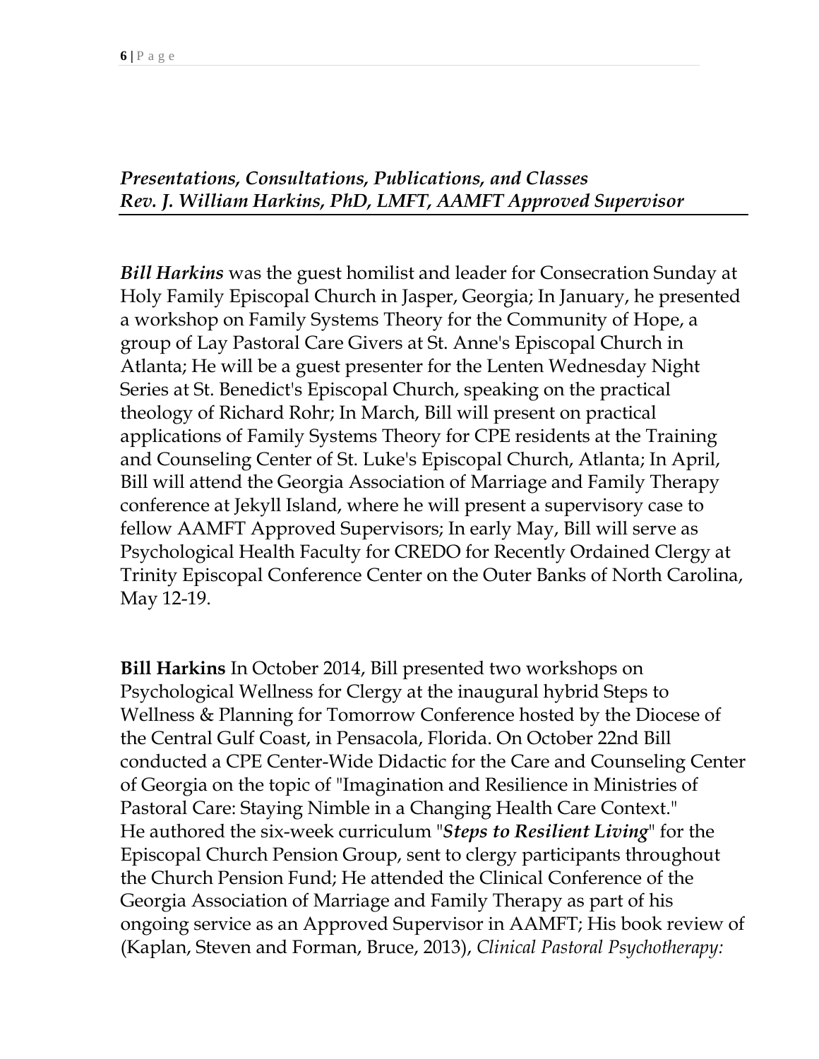***Presentations, Consultations, Publications, and Classes***
***Rev. J. William Harkins, PhD, LMFT, AAMFT Approved Supervisor***

***Bill Harkins*** was the guest homilist and leader for Consecration Sunday at Holy Family Episcopal Church in Jasper, Georgia; In January, he presented a workshop on Family Systems Theory for the Community of Hope, a group of Lay Pastoral Care Givers at St. Anne's Episcopal Church in Atlanta; He will be a guest presenter for the Lenten Wednesday Night Series at St. Benedict's Episcopal Church, speaking on the practical theology of Richard Rohr; In March, Bill will present on practical applications of Family Systems Theory for CPE residents at the Training and Counseling Center of St. Luke's Episcopal Church, Atlanta; In April, Bill will attend the Georgia Association of Marriage and Family Therapy conference at Jekyll Island, where he will present a supervisory case to fellow AAMFT Approved Supervisors; In early May, Bill will serve as Psychological Health Faculty for CREDO for Recently Ordained Clergy at Trinity Episcopal Conference Center on the Outer Banks of North Carolina, May 12-19.

**Bill Harkins** In October 2014, Bill presented two workshops on Psychological Wellness for Clergy at the inaugural hybrid Steps to Wellness & Planning for Tomorrow Conference hosted by the Diocese of the Central Gulf Coast, in Pensacola, Florida. On October 22nd Bill conducted a CPE Center-Wide Didactic for the Care and Counseling Center of Georgia on the topic of "Imagination and Resilience in Ministries of Pastoral Care: Staying Nimble in a Changing Health Care Context." He authored the six-week curriculum "***Steps to Resilient Living***" for the Episcopal Church Pension Group, sent to clergy participants throughout the Church Pension Fund; He attended the Clinical Conference of the Georgia Association of Marriage and Family Therapy as part of his ongoing service as an Approved Supervisor in AAMFT; His book review of (Kaplan, Steven and Forman, Bruce, 2013), *Clinical Pastoral Psychotherapy:*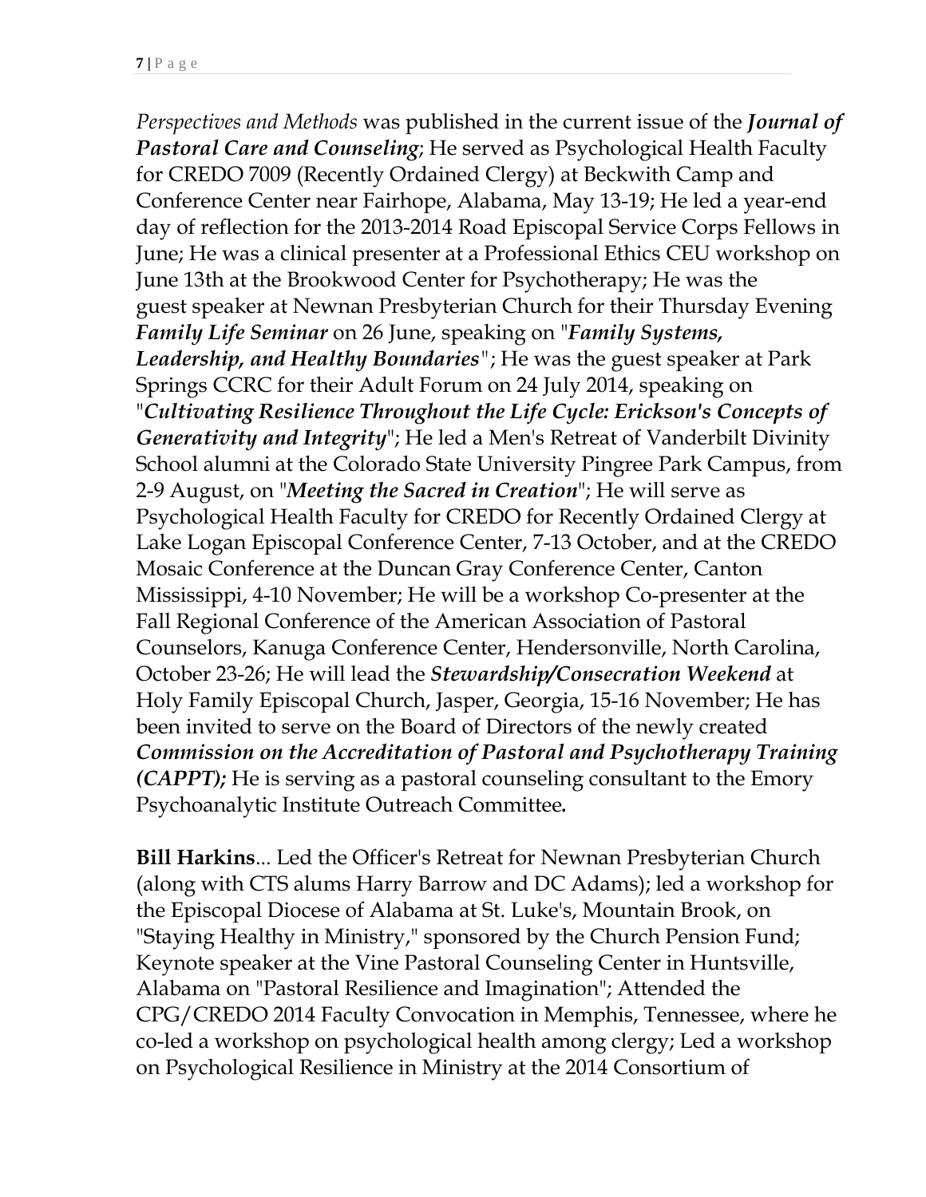*Perspectives and Methods* was published in the current issue of the ***Journal of Pastoral Care and Counseling***; He served as Psychological Health Faculty for CREDO 7009 (Recently Ordained Clergy) at Beckwith Camp and Conference Center near Fairhope, Alabama, May 13-19; He led a year-end day of reflection for the 2013-2014 Road Episcopal Service Corps Fellows in June; He was a clinical presenter at a Professional Ethics CEU workshop on June 13th at the Brookwood Center for Psychotherapy; He was the guest speaker at Newnan Presbyterian Church for their Thursday Evening ***Family Life Seminar*** on 26 June, speaking on "***Family Systems, Leadership, and Healthy Boundaries***"; He was the guest speaker at Park Springs CCRC for their Adult Forum on 24 July 2014, speaking on "***Cultivating Resilience Throughout the Life Cycle: Erickson's Concepts of Generativity and Integrity***"; He led a Men's Retreat of Vanderbilt Divinity School alumni at the Colorado State University Pingree Park Campus, from 2-9 August, on "***Meeting the Sacred in Creation***"; He will serve as Psychological Health Faculty for CREDO for Recently Ordained Clergy at Lake Logan Episcopal Conference Center, 7-13 October, and at the CREDO Mosaic Conference at the Duncan Gray Conference Center, Canton Mississippi, 4-10 November; He will be a workshop Co-presenter at the Fall Regional Conference of the American Association of Pastoral Counselors, Kanuga Conference Center, Hendersonville, North Carolina, October 23-26; He will lead the ***Stewardship/Consecration Weekend*** at Holy Family Episcopal Church, Jasper, Georgia, 15-16 November; He has been invited to serve on the Board of Directors of the newly created ***Commission on the Accreditation of Pastoral and Psychotherapy Training (CAPPT);*** He is serving as a pastoral counseling consultant to the Emory Psychoanalytic Institute Outreach Committee**.**

**Bill Harkins**... Led the Officer's Retreat for Newnan Presbyterian Church (along with CTS alums Harry Barrow and DC Adams); led a workshop for the Episcopal Diocese of Alabama at St. Luke's, Mountain Brook, on "Staying Healthy in Ministry," sponsored by the Church Pension Fund; Keynote speaker at the Vine Pastoral Counseling Center in Huntsville, Alabama on "Pastoral Resilience and Imagination"; Attended the CPG/CREDO 2014 Faculty Convocation in Memphis, Tennessee, where he co-led a workshop on psychological health among clergy; Led a workshop on Psychological Resilience in Ministry at the 2014 Consortium of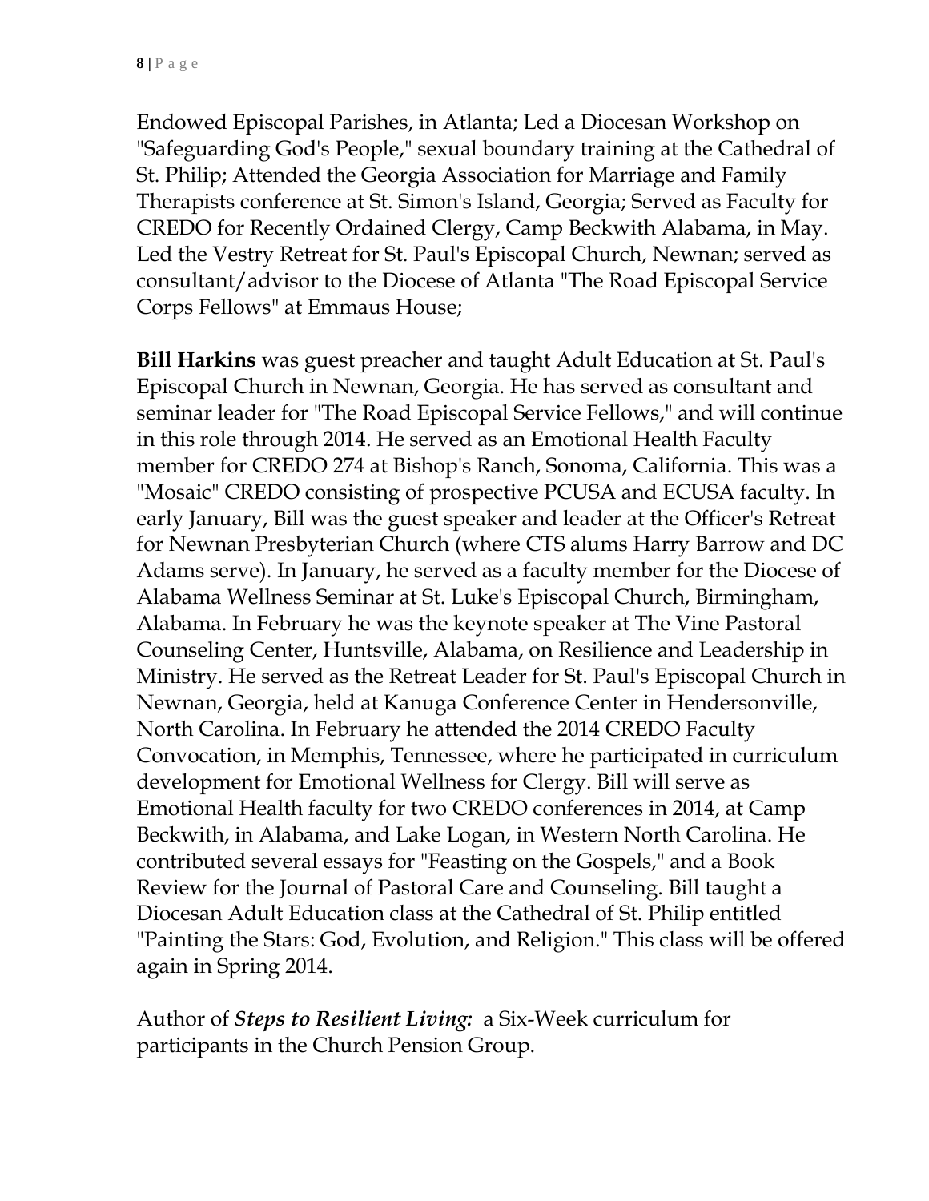Endowed Episcopal Parishes, in Atlanta; Led a Diocesan Workshop on "Safeguarding God's People," sexual boundary training at the Cathedral of St. Philip; Attended the Georgia Association for Marriage and Family Therapists conference at St. Simon's Island, Georgia; Served as Faculty for CREDO for Recently Ordained Clergy, Camp Beckwith Alabama, in May. Led the Vestry Retreat for St. Paul's Episcopal Church, Newnan; served as consultant/advisor to the Diocese of Atlanta "The Road Episcopal Service Corps Fellows" at Emmaus House;

**Bill Harkins** was guest preacher and taught Adult Education at St. Paul's Episcopal Church in Newnan, Georgia. He has served as consultant and seminar leader for "The Road Episcopal Service Fellows," and will continue in this role through 2014. He served as an Emotional Health Faculty member for CREDO 274 at Bishop's Ranch, Sonoma, California. This was a "Mosaic" CREDO consisting of prospective PCUSA and ECUSA faculty. In early January, Bill was the guest speaker and leader at the Officer's Retreat for Newnan Presbyterian Church (where CTS alums Harry Barrow and DC Adams serve). In January, he served as a faculty member for the Diocese of Alabama Wellness Seminar at St. Luke's Episcopal Church, Birmingham, Alabama. In February he was the keynote speaker at The Vine Pastoral Counseling Center, Huntsville, Alabama, on Resilience and Leadership in Ministry. He served as the Retreat Leader for St. Paul's Episcopal Church in Newnan, Georgia, held at Kanuga Conference Center in Hendersonville, North Carolina. In February he attended the 2014 CREDO Faculty Convocation, in Memphis, Tennessee, where he participated in curriculum development for Emotional Wellness for Clergy. Bill will serve as Emotional Health faculty for two CREDO conferences in 2014, at Camp Beckwith, in Alabama, and Lake Logan, in Western North Carolina. He contributed several essays for "Feasting on the Gospels," and a Book Review for the Journal of Pastoral Care and Counseling. Bill taught a Diocesan Adult Education class at the Cathedral of St. Philip entitled "Painting the Stars: God, Evolution, and Religion." This class will be offered again in Spring 2014.

Author of ***Steps to Resilient Living:*** a Six-Week curriculum for participants in the Church Pension Group.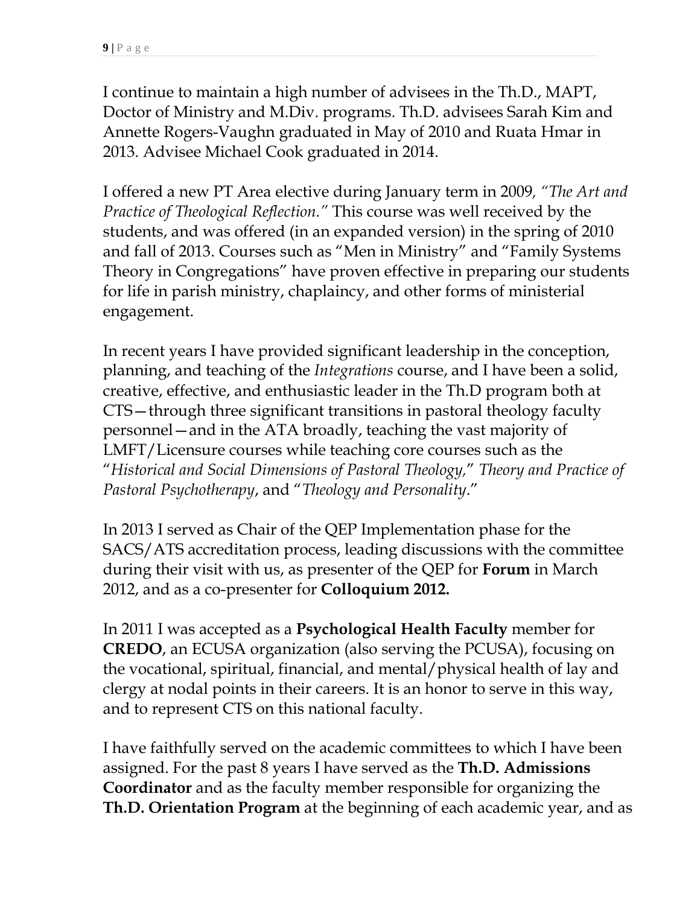I continue to maintain a high number of advisees in the Th.D., MAPT, Doctor of Ministry and M.Div. programs. Th.D. advisees Sarah Kim and Annette Rogers-Vaughn graduated in May of 2010 and Ruata Hmar in 2013. Advisee Michael Cook graduated in 2014.

I offered a new PT Area elective during January term in 2009, *"The Art and Practice of Theological Reflection."* This course was well received by the students, and was offered (in an expanded version) in the spring of 2010 and fall of 2013. Courses such as "Men in Ministry" and "Family Systems Theory in Congregations" have proven effective in preparing our students for life in parish ministry, chaplaincy, and other forms of ministerial engagement.

In recent years I have provided significant leadership in the conception, planning, and teaching of the *Integrations* course, and I have been a solid, creative, effective, and enthusiastic leader in the Th.D program both at CTS—through three significant transitions in pastoral theology faculty personnel—and in the ATA broadly, teaching the vast majority of LMFT/Licensure courses while teaching core courses such as the "*Historical and Social Dimensions of Pastoral Theology,*" *Theory and Practice of Pastoral Psychotherapy*, and "*Theology and Personality*."

In 2013 I served as Chair of the QEP Implementation phase for the SACS/ATS accreditation process, leading discussions with the committee during their visit with us, as presenter of the QEP for **Forum** in March 2012, and as a co-presenter for **Colloquium 2012.**

In 2011 I was accepted as a **Psychological Health Faculty** member for **CREDO**, an ECUSA organization (also serving the PCUSA), focusing on the vocational, spiritual, financial, and mental/physical health of lay and clergy at nodal points in their careers. It is an honor to serve in this way, and to represent CTS on this national faculty.

I have faithfully served on the academic committees to which I have been assigned. For the past 8 years I have served as the **Th.D. Admissions Coordinator** and as the faculty member responsible for organizing the **Th.D. Orientation Program** at the beginning of each academic year, and as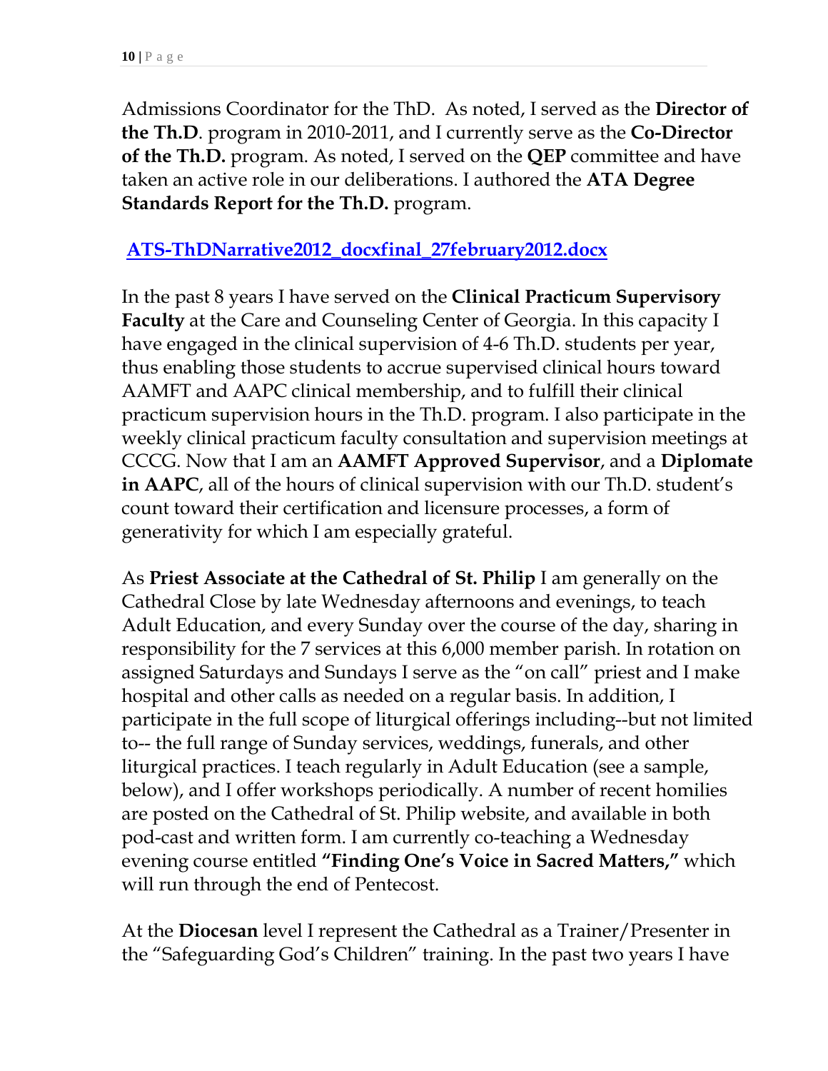Admissions Coordinator for the ThD. As noted, I served as the **Director of the Th.D**. program in 2010-2011, and I currently serve as the **Co-Director of the Th.D.** program. As noted, I served on the **QEP** committee and have taken an active role in our deliberations. I authored the **ATA Degree Standards Report for the Th.D.** program.

**ATS-ThDNarrative2012_docxfinal_27february2012.docx**

In the past 8 years I have served on the **Clinical Practicum Supervisory Faculty** at the Care and Counseling Center of Georgia. In this capacity I have engaged in the clinical supervision of 4-6 Th.D. students per year, thus enabling those students to accrue supervised clinical hours toward AAMFT and AAPC clinical membership, and to fulfill their clinical practicum supervision hours in the Th.D. program. I also participate in the weekly clinical practicum faculty consultation and supervision meetings at CCCG. Now that I am an **AAMFT Approved Supervisor**, and a **Diplomate in AAPC**, all of the hours of clinical supervision with our Th.D. student's count toward their certification and licensure processes, a form of generativity for which I am especially grateful.

As **Priest Associate at the Cathedral of St. Philip** I am generally on the Cathedral Close by late Wednesday afternoons and evenings, to teach Adult Education, and every Sunday over the course of the day, sharing in responsibility for the 7 services at this 6,000 member parish. In rotation on assigned Saturdays and Sundays I serve as the "on call" priest and I make hospital and other calls as needed on a regular basis. In addition, I participate in the full scope of liturgical offerings including--but not limited to-- the full range of Sunday services, weddings, funerals, and other liturgical practices. I teach regularly in Adult Education (see a sample, below), and I offer workshops periodically. A number of recent homilies are posted on the Cathedral of St. Philip website, and available in both pod-cast and written form. I am currently co-teaching a Wednesday evening course entitled **"Finding One's Voice in Sacred Matters,"** which will run through the end of Pentecost.

At the **Diocesan** level I represent the Cathedral as a Trainer/Presenter in the "Safeguarding God's Children" training. In the past two years I have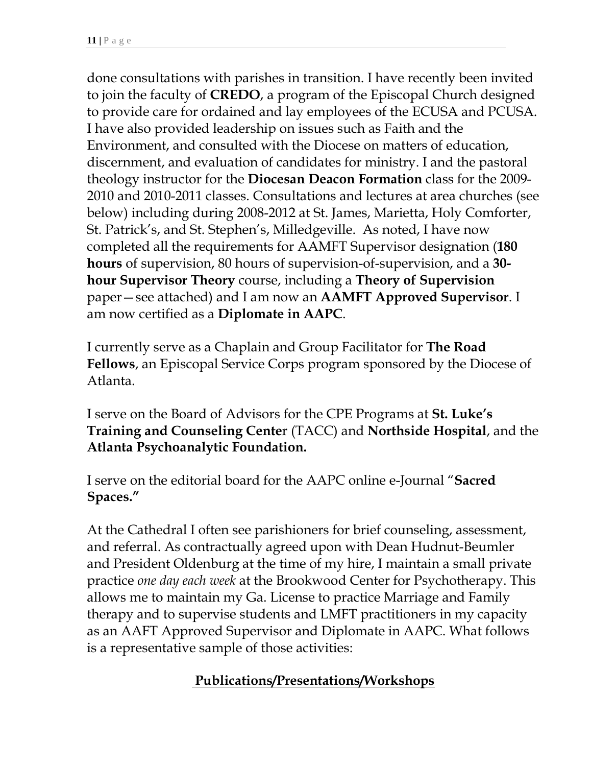done consultations with parishes in transition. I have recently been invited to join the faculty of **CREDO**, a program of the Episcopal Church designed to provide care for ordained and lay employees of the ECUSA and PCUSA. I have also provided leadership on issues such as Faith and the Environment, and consulted with the Diocese on matters of education, discernment, and evaluation of candidates for ministry. I and the pastoral theology instructor for the **Diocesan Deacon Formation** class for the 2009-2010 and 2010-2011 classes. Consultations and lectures at area churches (see below) including during 2008-2012 at St. James, Marietta, Holy Comforter, St. Patrick's, and St. Stephen's, Milledgeville. As noted, I have now completed all the requirements for AAMFT Supervisor designation (**180 hours** of supervision, 80 hours of supervision-of-supervision, and a **30-hour Supervisor Theory** course, including a **Theory of Supervision** paper—see attached) and I am now an **AAMFT Approved Supervisor**. I am now certified as a **Diplomate in AAPC**.

I currently serve as a Chaplain and Group Facilitator for **The Road Fellows**, an Episcopal Service Corps program sponsored by the Diocese of Atlanta.

I serve on the Board of Advisors for the CPE Programs at **St. Luke's Training and Counseling Cente**r (TACC) and **Northside Hospital**, and the **Atlanta Psychoanalytic Foundation.**

I serve on the editorial board for the AAPC online e-Journal "**Sacred Spaces."**

At the Cathedral I often see parishioners for brief counseling, assessment, and referral. As contractually agreed upon with Dean Hudnut-Beumler and President Oldenburg at the time of my hire, I maintain a small private practice *one day each week* at the Brookwood Center for Psychotherapy. This allows me to maintain my Ga. License to practice Marriage and Family therapy and to supervise students and LMFT practitioners in my capacity as an AAFT Approved Supervisor and Diplomate in AAPC. What follows is a representative sample of those activities:

## Publications/Presentations/Workshops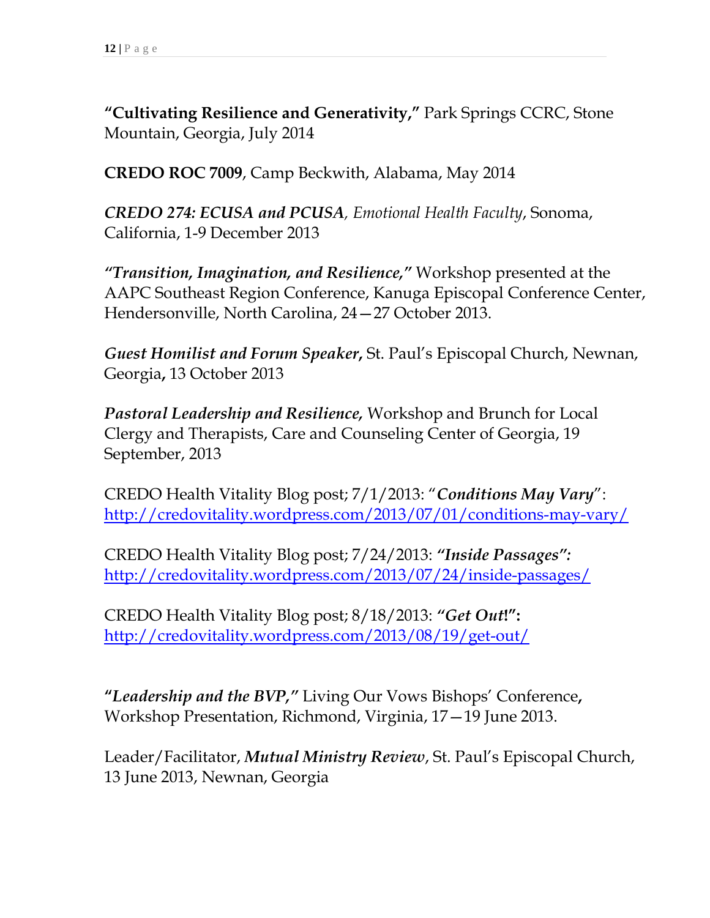**"Cultivating Resilience and Generativity,"** Park Springs CCRC, Stone Mountain, Georgia, July 2014

**CREDO ROC 7009**, Camp Beckwith, Alabama, May 2014

***CREDO 274: ECUSA and PCUSA**, Emotional Health Faculty*, Sonoma, California, 1-9 December 2013

***"Transition, Imagination, and Resilience,"*** Workshop presented at the AAPC Southeast Region Conference, Kanuga Episcopal Conference Center, Hendersonville, North Carolina, 24—27 October 2013.

***Guest Homilist and Forum Speaker*****,** St. Paul's Episcopal Church, Newnan, Georgia**,** 13 October 2013

***Pastoral Leadership and Resilience,*** Workshop and Brunch for Local Clergy and Therapists, Care and Counseling Center of Georgia, 19 September, 2013

CREDO Health Vitality Blog post; 7/1/2013: "***Conditions May Vary***": [http://credovitality.wordpress.com/2013/07/01/conditions-may-vary/](http://credovitality.wordpress.com/2013/07/01/conditions-may-vary/)

CREDO Health Vitality Blog post; 7/24/2013: ***"Inside Passages":*** [http://credovitality.wordpress.com/2013/07/24/inside-passages/](http://credovitality.wordpress.com/2013/07/24/inside-passages/)

CREDO Health Vitality Blog post; 8/18/2013: ***"Get Out!":*** [http://credovitality.wordpress.com/2013/08/19/get-out/](http://credovitality.wordpress.com/2013/08/19/get-out/)

***"Leadership and the BVP,"*** Living Our Vows Bishops' Conference**,** Workshop Presentation, Richmond, Virginia, 17—19 June 2013.

Leader/Facilitator, ***Mutual Ministry Review***, St. Paul's Episcopal Church, 13 June 2013, Newnan, Georgia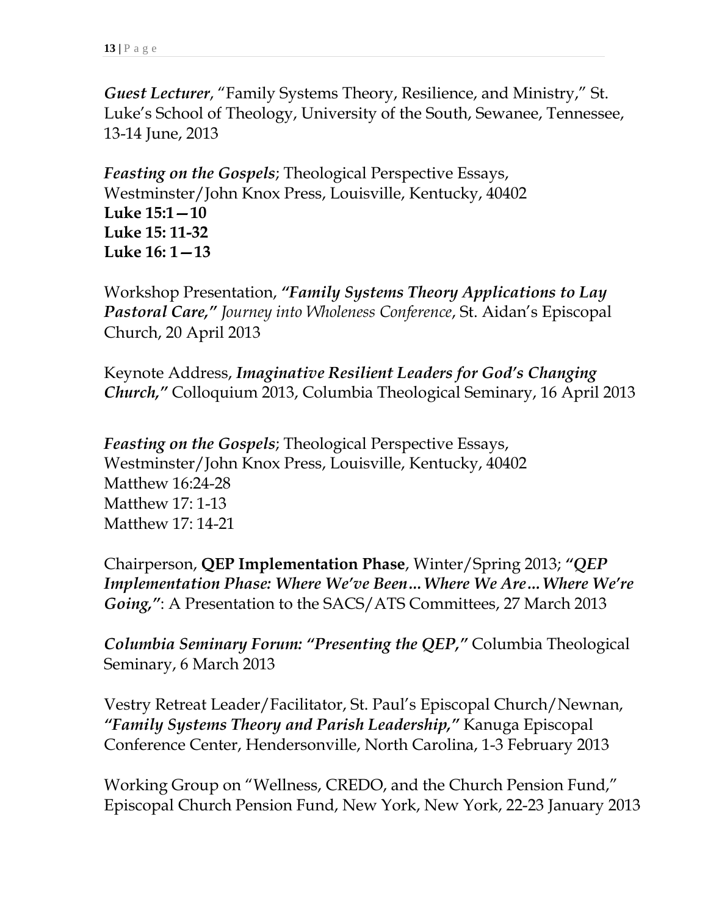***Guest Lecturer***, "Family Systems Theory, Resilience, and Ministry," St. Luke's School of Theology, University of the South, Sewanee, Tennessee, 13-14 June, 2013

***Feasting on the Gospels***; Theological Perspective Essays, Westminster/John Knox Press, Louisville, Kentucky, 40402
**Luke 15:1—10**
**Luke 15: 11-32**
**Luke 16: 1—13**

Workshop Presentation, ***"Family Systems Theory Applications to Lay Pastoral Care,"*** *Journey into Wholeness Conference*, St. Aidan's Episcopal Church, 20 April 2013

Keynote Address, ***Imaginative Resilient Leaders for God's Changing Church,"*** Colloquium 2013, Columbia Theological Seminary, 16 April 2013

***Feasting on the Gospels***; Theological Perspective Essays, Westminster/John Knox Press, Louisville, Kentucky, 40402
Matthew 16:24-28
Matthew 17: 1-13
Matthew 17: 14-21

Chairperson, **QEP Implementation Phase**, Winter/Spring 2013; ***"QEP Implementation Phase: Where We've Been…Where We Are…Where We're Going,"***: A Presentation to the SACS/ATS Committees, 27 March 2013

***Columbia Seminary Forum: "Presenting the QEP,"*** Columbia Theological Seminary, 6 March 2013

Vestry Retreat Leader/Facilitator, St. Paul's Episcopal Church/Newnan, ***"Family Systems Theory and Parish Leadership,"*** Kanuga Episcopal Conference Center, Hendersonville, North Carolina, 1-3 February 2013

Working Group on "Wellness, CREDO, and the Church Pension Fund," Episcopal Church Pension Fund, New York, New York, 22-23 January 2013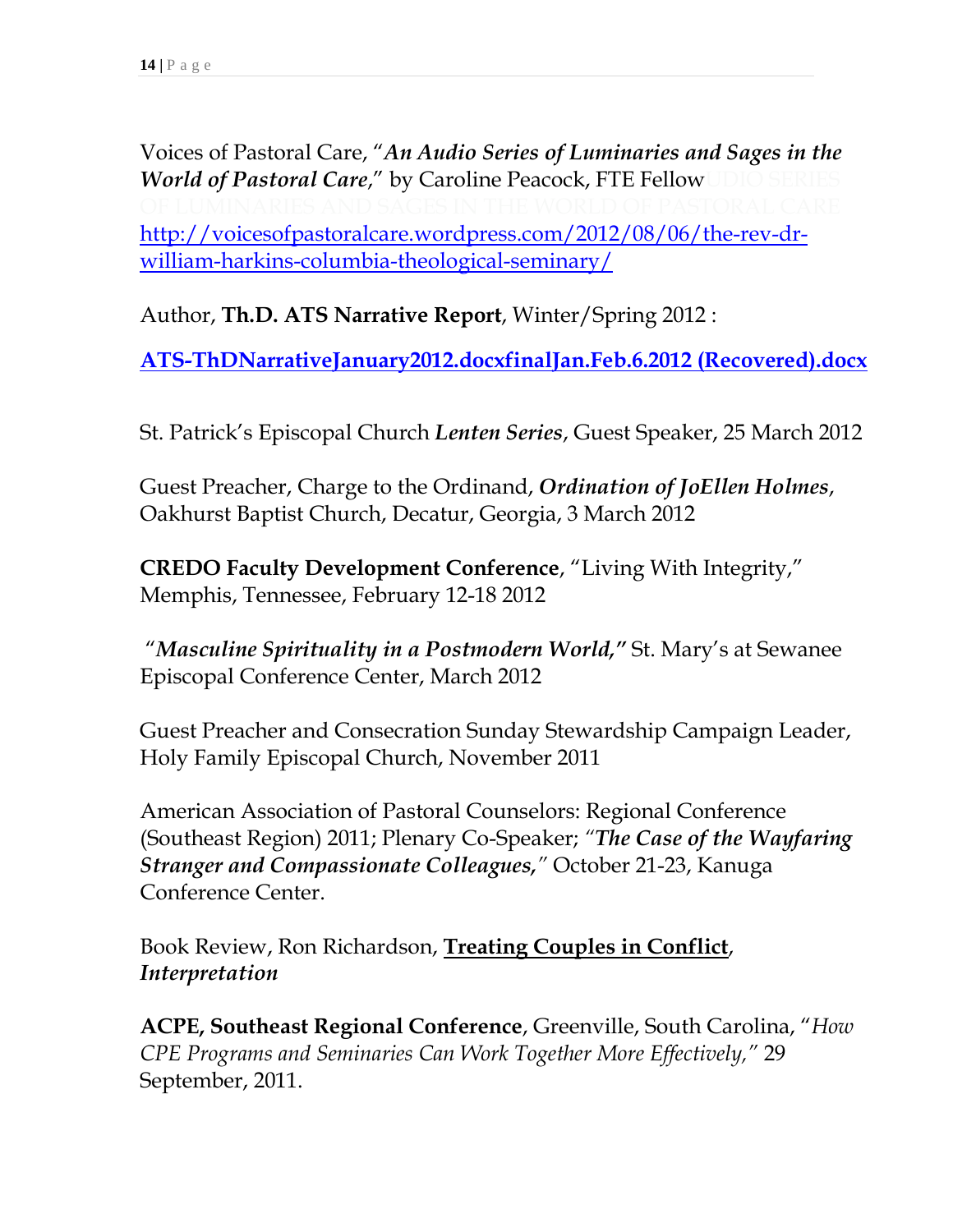Voices of Pastoral Care, "*An Audio Series of Luminaries and Sages in the World of Pastoral Care*," by Caroline Peacock, FTE Fellow [http://voicesofpastoralcare.wordpress.com/2012/08/06/the-rev-dr-william-harkins-columbia-theological-seminary/](http://voicesofpastoralcare.wordpress.com/2012/08/06/the-rev-dr-william-harkins-columbia-theological-seminary/)

Author, **Th.D. ATS Narrative Report**, Winter/Spring 2012 :

**ATS-ThDNarrativeJanuary2012.docxfinalJan.Feb.6.2012 (Recovered).docx**

St. Patrick's Episcopal Church ***Lenten Series***, Guest Speaker, 25 March 2012

Guest Preacher, Charge to the Ordinand, ***Ordination of JoEllen Holmes***, Oakhurst Baptist Church, Decatur, Georgia, 3 March 2012

**CREDO Faculty Development Conference**, "Living With Integrity," Memphis, Tennessee, February 12-18 2012

"***Masculine Spirituality in a Postmodern World,"*** St. Mary's at Sewanee Episcopal Conference Center, March 2012

Guest Preacher and Consecration Sunday Stewardship Campaign Leader, Holy Family Episcopal Church, November 2011

American Association of Pastoral Counselors: Regional Conference (Southeast Region) 2011; Plenary Co-Speaker; *"**The Case of the Wayfaring Stranger and Compassionate Colleagues,**"* October 21-23, Kanuga Conference Center.

Book Review, Ron Richardson, **Treating Couples in Conflict**, ***Interpretation***

**ACPE, Southeast Regional Conference**, Greenville, South Carolina, "*How CPE Programs and Seminaries Can Work Together More Effectively,"* 29 September, 2011.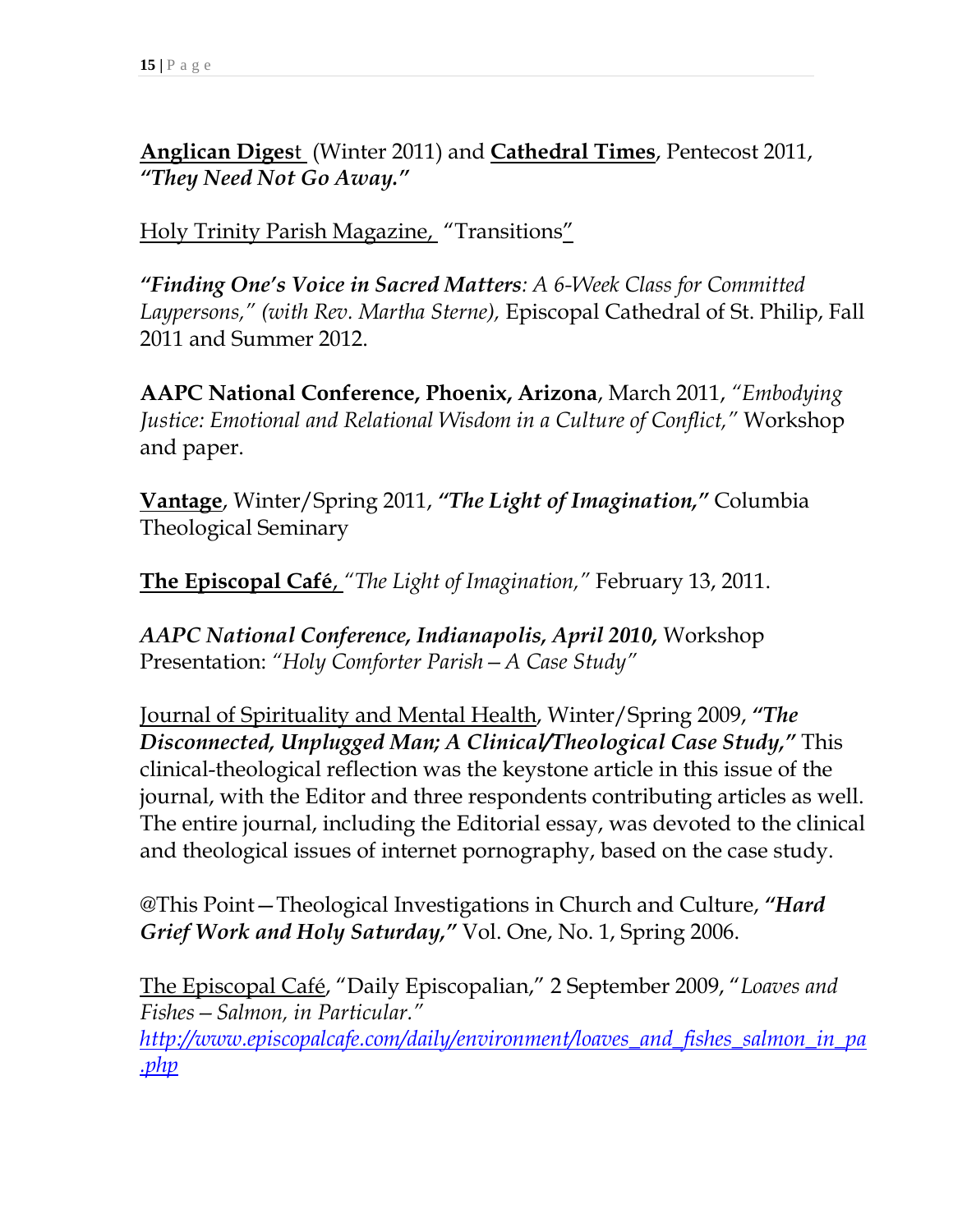<u>**Anglican Digest**</u> (Winter 2011) and <u>**Cathedral Times**</u>, Pentecost 2011, ***"They Need Not Go Away."***

<u>Holy Trinity Parish Magazine,</u> "Transitions"

***"Finding One's Voice in Sacred Matters****: A 6-Week Class for Committed Laypersons," (with Rev. Martha Sterne),* Episcopal Cathedral of St. Philip, Fall 2011 and Summer 2012.

**AAPC National Conference, Phoenix, Arizona**, March 2011, *"Embodying Justice: Emotional and Relational Wisdom in a Culture of Conflict,"* Workshop and paper.

<u>**Vantage**</u>, Winter/Spring 2011, ***"The Light of Imagination,"*** Columbia Theological Seminary

<u>**The Episcopal Café**</u>, *"The Light of Imagination,"* February 13, 2011.

***AAPC National Conference, Indianapolis, April 2010,*** Workshop Presentation: *"Holy Comforter Parish – A Case Study"*

<u>Journal of Spirituality and Mental Health</u>, Winter/Spring 2009, ***"The Disconnected, Unplugged Man; A Clinical/Theological Case Study,"*** This clinical-theological reflection was the keystone article in this issue of the journal, with the Editor and three respondents contributing articles as well. The entire journal, including the Editorial essay, was devoted to the clinical and theological issues of internet pornography, based on the case study.

@This Point—Theological Investigations in Church and Culture, ***"Hard Grief Work and Holy Saturday,"*** Vol. One, No. 1, Spring 2006.

<u>The Episcopal Café</u>, "Daily Episcopalian," 2 September 2009, "*Loaves and Fishes – Salmon, in Particular."*
*http://www.episcopalcafe.com/daily/environment/loaves_and_fishes_salmon_in_pa.php*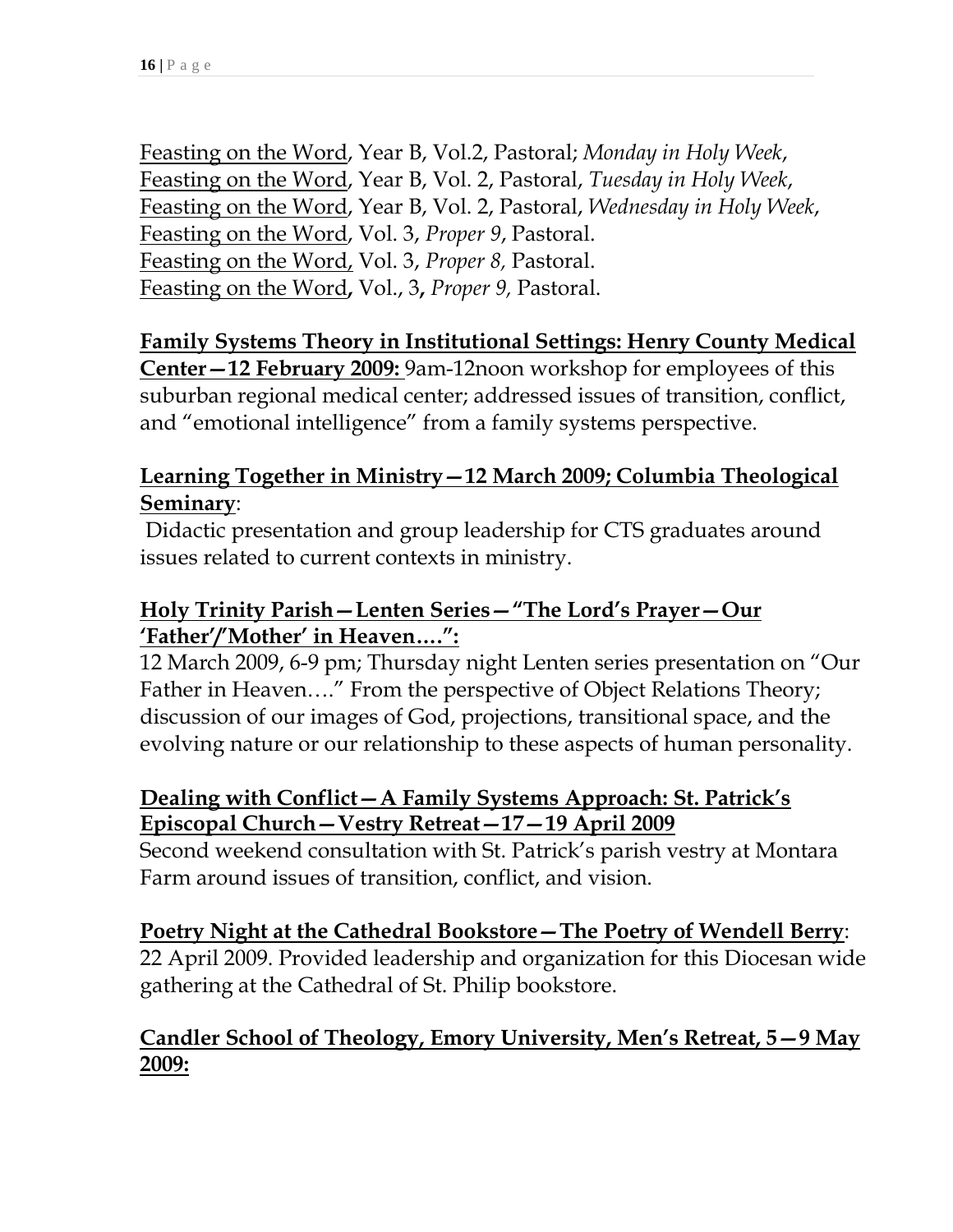Feasting on the Word, Year B, Vol.2, Pastoral; *Monday in Holy Week*,
Feasting on the Word, Year B, Vol. 2, Pastoral, *Tuesday in Holy Week*,
Feasting on the Word, Year B, Vol. 2, Pastoral, *Wednesday in Holy Week*,
Feasting on the Word, Vol. 3, *Proper 9*, Pastoral.
Feasting on the Word, Vol. 3, *Proper 8,* Pastoral.
Feasting on the Word**,** Vol., 3**,** *Proper 9,* Pastoral.

**Family Systems Theory in Institutional Settings: Henry County Medical Center—12 February 2009:** 9am-12noon workshop for employees of this suburban regional medical center; addressed issues of transition, conflict, and "emotional intelligence" from a family systems perspective.

**Learning Together in Ministry—12 March 2009; Columbia Theological Seminary**:
Didactic presentation and group leadership for CTS graduates around issues related to current contexts in ministry.

**Holy Trinity Parish—Lenten Series—"The Lord's Prayer—Our 'Father'/'Mother' in Heaven….":**
12 March 2009, 6-9 pm; Thursday night Lenten series presentation on "Our Father in Heaven…." From the perspective of Object Relations Theory; discussion of our images of God, projections, transitional space, and the evolving nature or our relationship to these aspects of human personality.

**Dealing with Conflict—A Family Systems Approach: St. Patrick's Episcopal Church—Vestry Retreat—17—19 April 2009**
Second weekend consultation with St. Patrick's parish vestry at Montara Farm around issues of transition, conflict, and vision.

**Poetry Night at the Cathedral Bookstore—The Poetry of Wendell Berry**:
22 April 2009. Provided leadership and organization for this Diocesan wide gathering at the Cathedral of St. Philip bookstore.

**Candler School of Theology, Emory University, Men's Retreat, 5—9 May 2009:**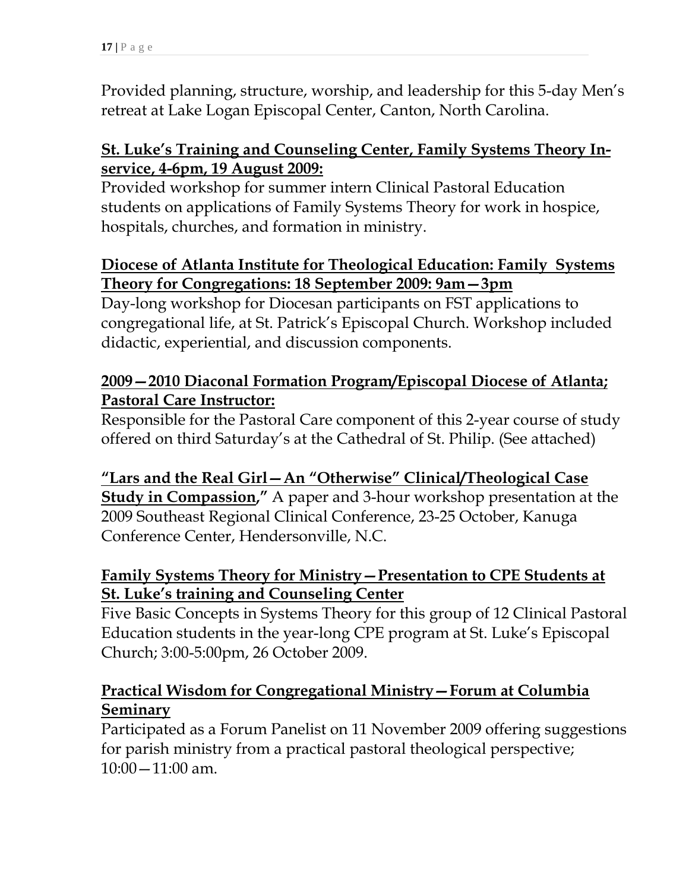Provided planning, structure, worship, and leadership for this 5-day Men's retreat at Lake Logan Episcopal Center, Canton, North Carolina.

**St. Luke's Training and Counseling Center, Family Systems Theory In-service, 4-6pm, 19 August 2009:**

Provided workshop for summer intern Clinical Pastoral Education students on applications of Family Systems Theory for work in hospice, hospitals, churches, and formation in ministry.

**Diocese of Atlanta Institute for Theological Education: Family Systems Theory for Congregations: 18 September 2009: 9am—3pm**

Day-long workshop for Diocesan participants on FST applications to congregational life, at St. Patrick's Episcopal Church. Workshop included didactic, experiential, and discussion components.

**2009—2010 Diaconal Formation Program/Episcopal Diocese of Atlanta; Pastoral Care Instructor:**

Responsible for the Pastoral Care component of this 2-year course of study offered on third Saturday's at the Cathedral of St. Philip. (See attached)

**"Lars and the Real Girl—An "Otherwise" Clinical/Theological Case Study in Compassion,"** A paper and 3-hour workshop presentation at the 2009 Southeast Regional Clinical Conference, 23-25 October, Kanuga Conference Center, Hendersonville, N.C.

**Family Systems Theory for Ministry—Presentation to CPE Students at St. Luke's training and Counseling Center**

Five Basic Concepts in Systems Theory for this group of 12 Clinical Pastoral Education students in the year-long CPE program at St. Luke's Episcopal Church; 3:00-5:00pm, 26 October 2009.

**Practical Wisdom for Congregational Ministry—Forum at Columbia Seminary**

Participated as a Forum Panelist on 11 November 2009 offering suggestions for parish ministry from a practical pastoral theological perspective; 10:00—11:00 am.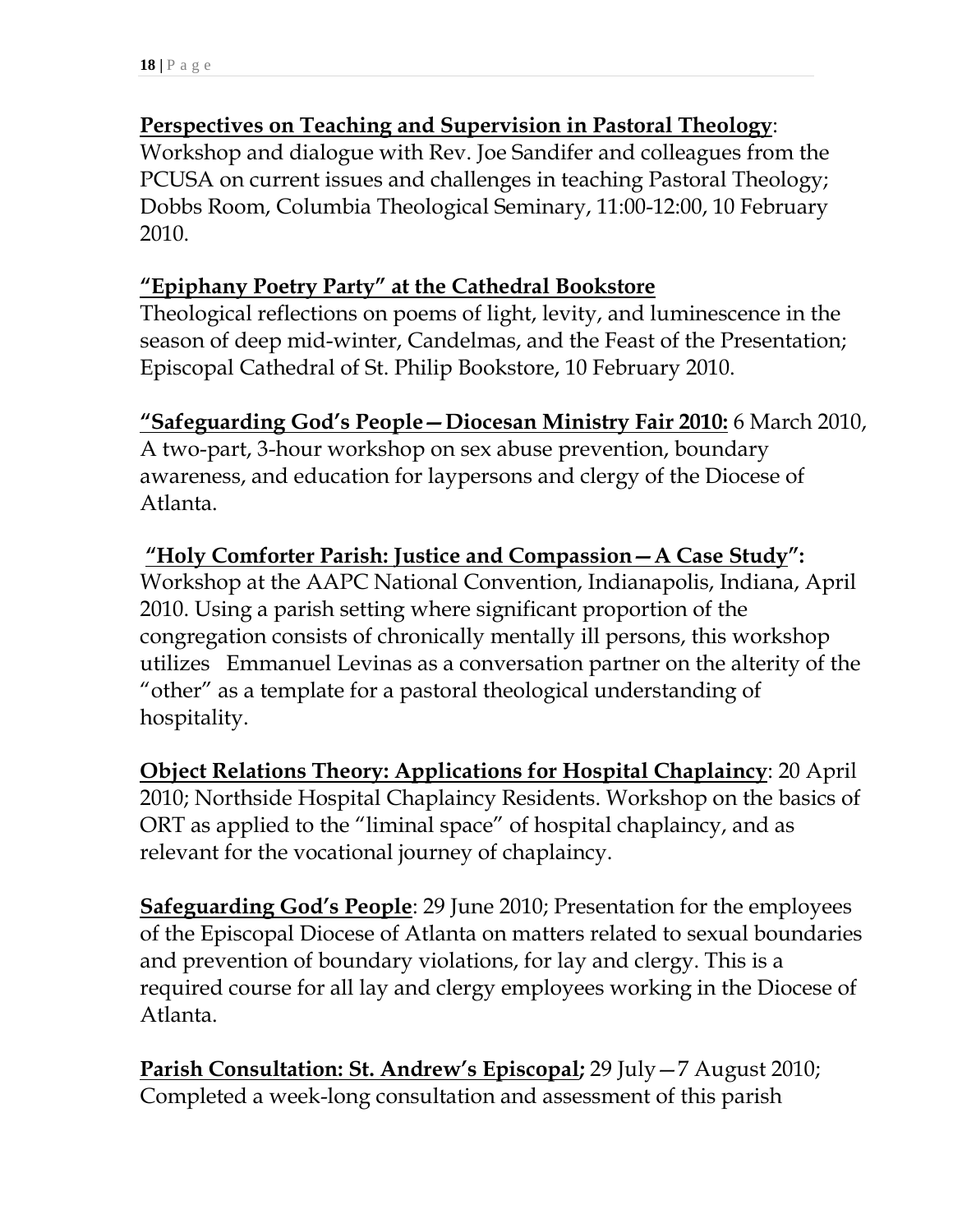**Perspectives on Teaching and Supervision in Pastoral Theology**: Workshop and dialogue with Rev. Joe Sandifer and colleagues from the PCUSA on current issues and challenges in teaching Pastoral Theology; Dobbs Room, Columbia Theological Seminary, 11:00-12:00, 10 February 2010.

**"Epiphany Poetry Party" at the Cathedral Bookstore**
Theological reflections on poems of light, levity, and luminescence in the season of deep mid-winter, Candelmas, and the Feast of the Presentation; Episcopal Cathedral of St. Philip Bookstore, 10 February 2010.

**"Safeguarding God's People—Diocesan Ministry Fair 2010:** 6 March 2010, A two-part, 3-hour workshop on sex abuse prevention, boundary awareness, and education for laypersons and clergy of the Diocese of Atlanta.

**"Holy Comforter Parish: Justice and Compassion—A Case Study":** Workshop at the AAPC National Convention, Indianapolis, Indiana, April 2010. Using a parish setting where significant proportion of the congregation consists of chronically mentally ill persons, this workshop utilizes Emmanuel Levinas as a conversation partner on the alterity of the "other" as a template for a pastoral theological understanding of hospitality.

**Object Relations Theory: Applications for Hospital Chaplaincy**: 20 April 2010; Northside Hospital Chaplaincy Residents. Workshop on the basics of ORT as applied to the "liminal space" of hospital chaplaincy, and as relevant for the vocational journey of chaplaincy.

**Safeguarding God's People**: 29 June 2010; Presentation for the employees of the Episcopal Diocese of Atlanta on matters related to sexual boundaries and prevention of boundary violations, for lay and clergy. This is a required course for all lay and clergy employees working in the Diocese of Atlanta.

**Parish Consultation: St. Andrew's Episcopal;** 29 July—7 August 2010; Completed a week-long consultation and assessment of this parish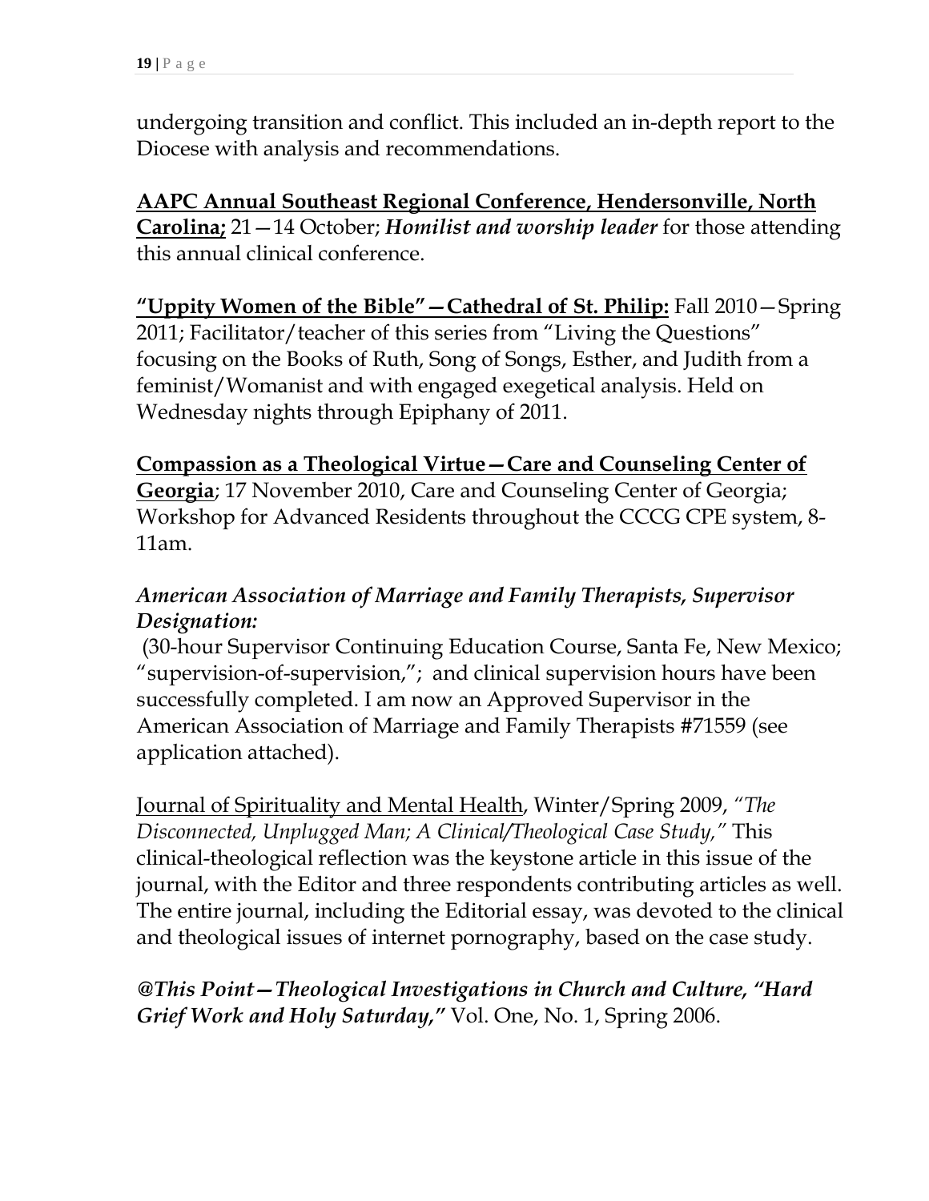undergoing transition and conflict. This included an in-depth report to the Diocese with analysis and recommendations.

<u>**AAPC Annual Southeast Regional Conference, Hendersonville, North Carolina;**</u> 21—14 October; ***Homilist and worship leader*** for those attending this annual clinical conference.

<u>**"Uppity Women of the Bible"—Cathedral of St. Philip:**</u> Fall 2010—Spring 2011; Facilitator/teacher of this series from "Living the Questions" focusing on the Books of Ruth, Song of Songs, Esther, and Judith from a feminist/Womanist and with engaged exegetical analysis. Held on Wednesday nights through Epiphany of 2011.

<u>**Compassion as a Theological Virtue—Care and Counseling Center of Georgia**</u>; 17 November 2010, Care and Counseling Center of Georgia; Workshop for Advanced Residents throughout the CCCG CPE system, 8-11am.

***American Association of Marriage and Family Therapists, Supervisor Designation:***

(30-hour Supervisor Continuing Education Course, Santa Fe, New Mexico; "supervision-of-supervision,"; and clinical supervision hours have been successfully completed. I am now an Approved Supervisor in the American Association of Marriage and Family Therapists #71559 (see application attached).

<u>Journal of Spirituality and Mental Health</u>, Winter/Spring 2009, *"The Disconnected, Unplugged Man; A Clinical/Theological Case Study,"* This clinical-theological reflection was the keystone article in this issue of the journal, with the Editor and three respondents contributing articles as well. The entire journal, including the Editorial essay, was devoted to the clinical and theological issues of internet pornography, based on the case study.

***@This Point—Theological Investigations in Church and Culture, "Hard Grief Work and Holy Saturday,"*** Vol. One, No. 1, Spring 2006.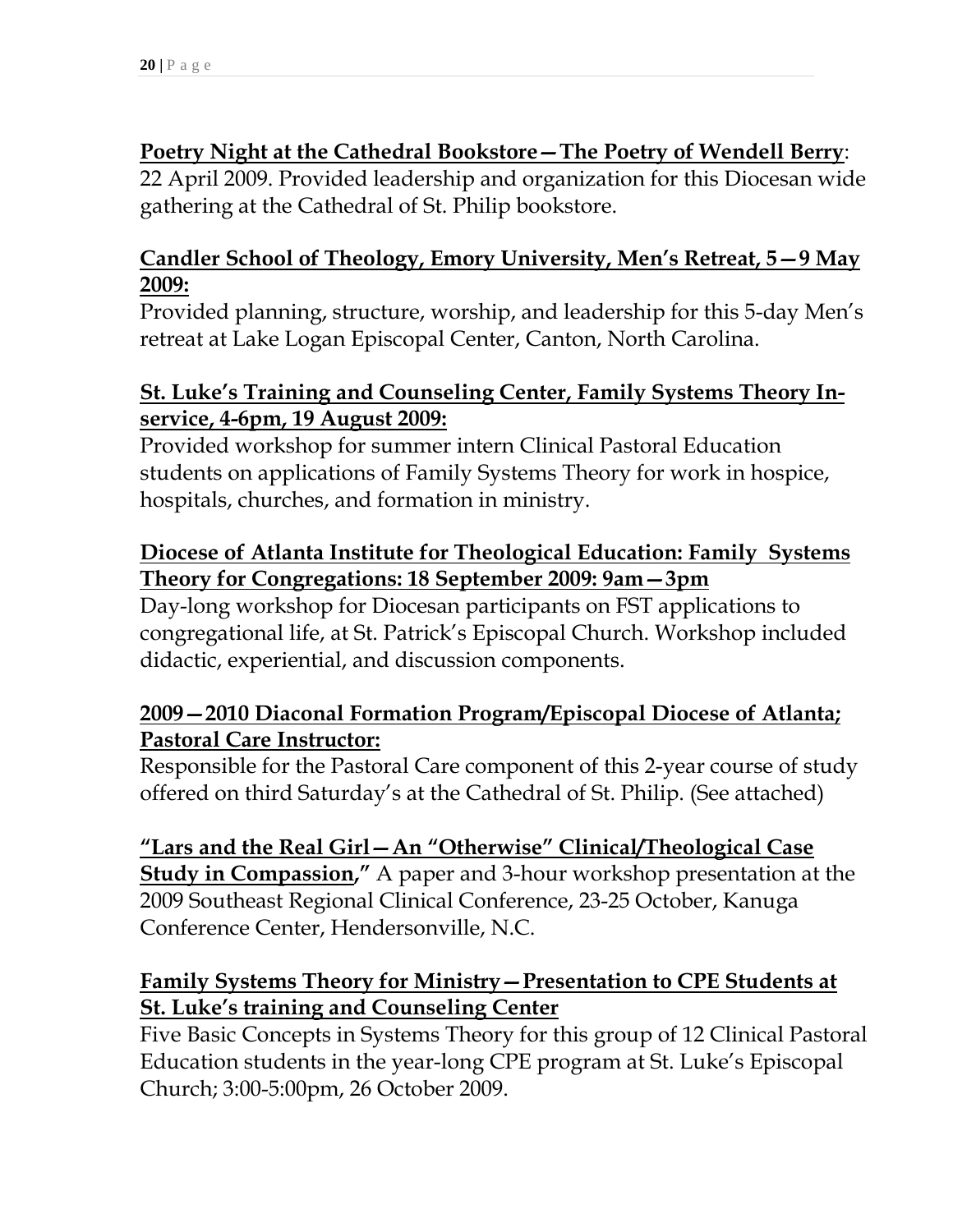**Poetry Night at the Cathedral Bookstore—The Poetry of Wendell Berry**: 22 April 2009. Provided leadership and organization for this Diocesan wide gathering at the Cathedral of St. Philip bookstore.

**Candler School of Theology, Emory University, Men's Retreat, 5—9 May 2009:**
Provided planning, structure, worship, and leadership for this 5-day Men's retreat at Lake Logan Episcopal Center, Canton, North Carolina.

**St. Luke's Training and Counseling Center, Family Systems Theory In-service, 4-6pm, 19 August 2009:**
Provided workshop for summer intern Clinical Pastoral Education students on applications of Family Systems Theory for work in hospice, hospitals, churches, and formation in ministry.

**Diocese of Atlanta Institute for Theological Education: Family Systems Theory for Congregations: 18 September 2009: 9am—3pm**
Day-long workshop for Diocesan participants on FST applications to congregational life, at St. Patrick's Episcopal Church. Workshop included didactic, experiential, and discussion components.

**2009—2010 Diaconal Formation Program/Episcopal Diocese of Atlanta; Pastoral Care Instructor:**
Responsible for the Pastoral Care component of this 2-year course of study offered on third Saturday's at the Cathedral of St. Philip. (See attached)

**"Lars and the Real Girl—An "Otherwise" Clinical/Theological Case Study in Compassion,"** A paper and 3-hour workshop presentation at the 2009 Southeast Regional Clinical Conference, 23-25 October, Kanuga Conference Center, Hendersonville, N.C.

**Family Systems Theory for Ministry—Presentation to CPE Students at St. Luke's training and Counseling Center**
Five Basic Concepts in Systems Theory for this group of 12 Clinical Pastoral Education students in the year-long CPE program at St. Luke's Episcopal Church; 3:00-5:00pm, 26 October 2009.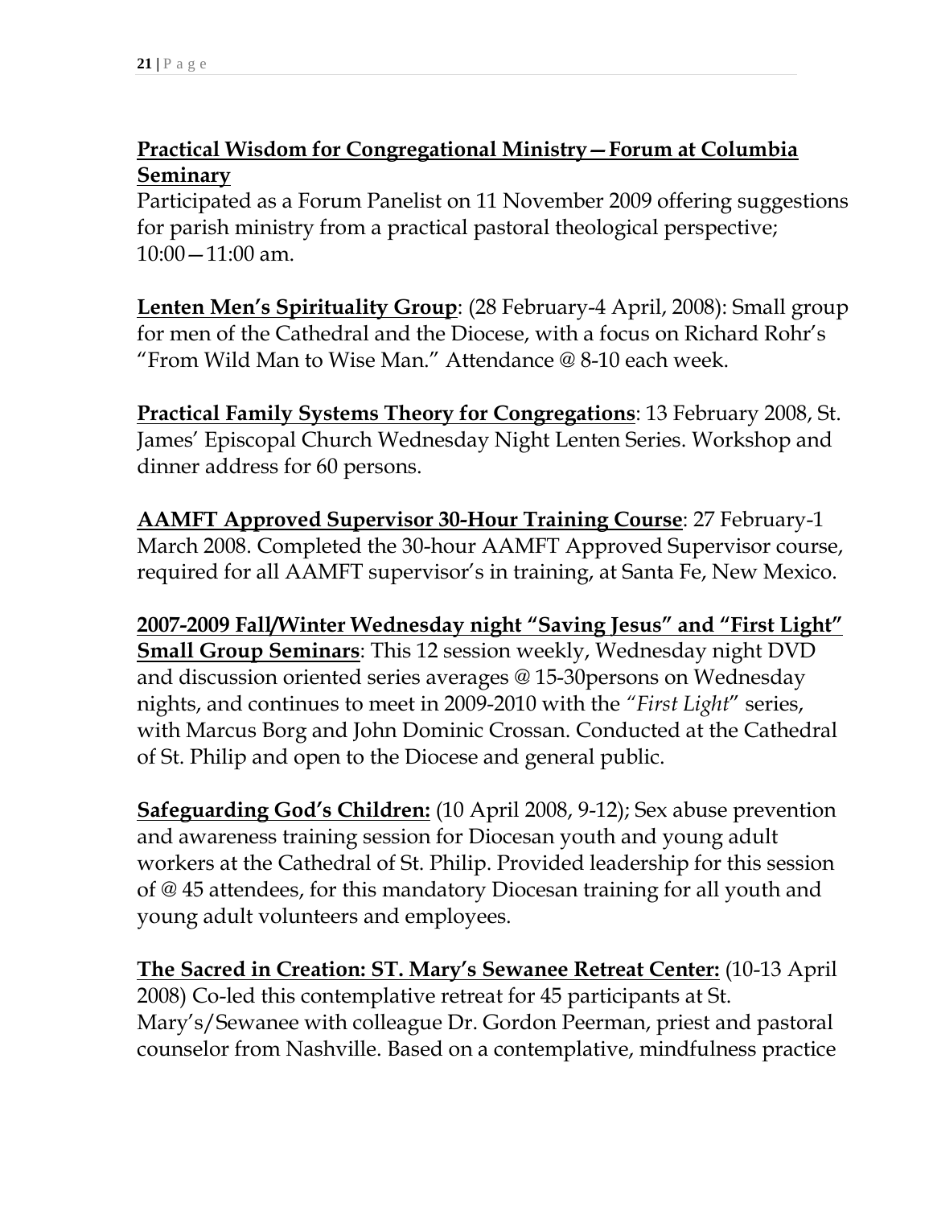**Practical Wisdom for Congregational Ministry—Forum at Columbia Seminary**
Participated as a Forum Panelist on 11 November 2009 offering suggestions for parish ministry from a practical pastoral theological perspective; 10:00—11:00 am.

**Lenten Men's Spirituality Group**: (28 February-4 April, 2008): Small group for men of the Cathedral and the Diocese, with a focus on Richard Rohr's "From Wild Man to Wise Man." Attendance @ 8-10 each week.

**Practical Family Systems Theory for Congregations**: 13 February 2008, St. James' Episcopal Church Wednesday Night Lenten Series. Workshop and dinner address for 60 persons.

**AAMFT Approved Supervisor 30-Hour Training Course**: 27 February-1 March 2008. Completed the 30-hour AAMFT Approved Supervisor course, required for all AAMFT supervisor's in training, at Santa Fe, New Mexico.

**2007-2009 Fall/Winter Wednesday night "Saving Jesus" and "First Light" Small Group Seminars**: This 12 session weekly, Wednesday night DVD and discussion oriented series averages @ 15-30persons on Wednesday nights, and continues to meet in 2009-2010 with the *"First Light"* series, with Marcus Borg and John Dominic Crossan. Conducted at the Cathedral of St. Philip and open to the Diocese and general public.

**Safeguarding God's Children:** (10 April 2008, 9-12); Sex abuse prevention and awareness training session for Diocesan youth and young adult workers at the Cathedral of St. Philip. Provided leadership for this session of @ 45 attendees, for this mandatory Diocesan training for all youth and young adult volunteers and employees.

**The Sacred in Creation: ST. Mary's Sewanee Retreat Center:** (10-13 April 2008) Co-led this contemplative retreat for 45 participants at St. Mary's/Sewanee with colleague Dr. Gordon Peerman, priest and pastoral counselor from Nashville. Based on a contemplative, mindfulness practice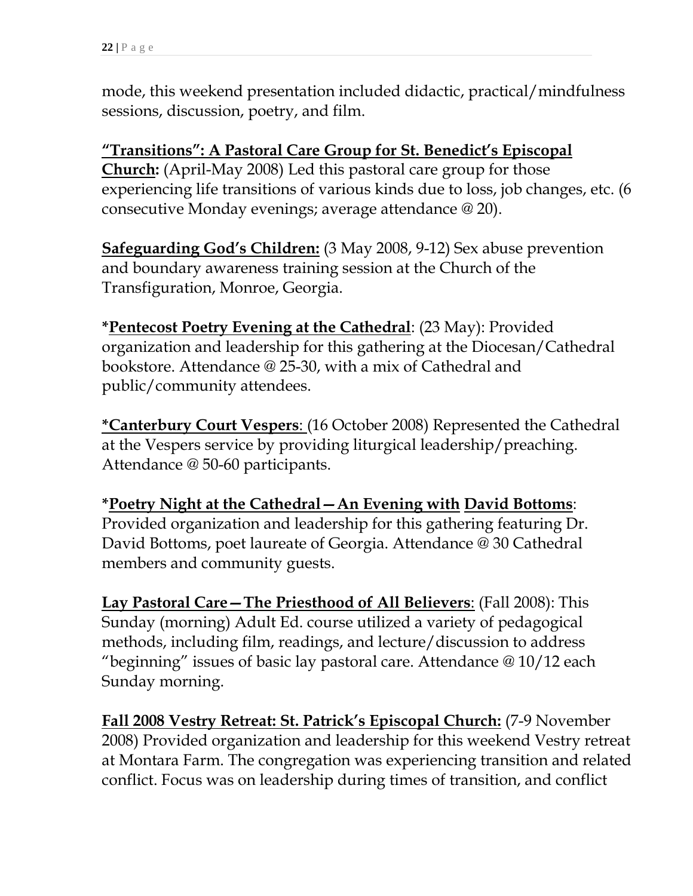mode, this weekend presentation included didactic, practical/mindfulness sessions, discussion, poetry, and film.

**"Transitions": A Pastoral Care Group for St. Benedict's Episcopal Church:** (April-May 2008) Led this pastoral care group for those experiencing life transitions of various kinds due to loss, job changes, etc. (6 consecutive Monday evenings; average attendance @ 20).

**Safeguarding God's Children:** (3 May 2008, 9-12) Sex abuse prevention and boundary awareness training session at the Church of the Transfiguration, Monroe, Georgia.

***Pentecost Poetry Evening at the Cathedral**: (23 May): Provided organization and leadership for this gathering at the Diocesan/Cathedral bookstore. Attendance @ 25-30, with a mix of Cathedral and public/community attendees.

***Canterbury Court Vespers**: (16 October 2008) Represented the Cathedral at the Vespers service by providing liturgical leadership/preaching. Attendance @ 50-60 participants.

***Poetry Night at the Cathedral—An Evening with David Bottoms**: Provided organization and leadership for this gathering featuring Dr. David Bottoms, poet laureate of Georgia. Attendance @ 30 Cathedral members and community guests.

**Lay Pastoral Care—The Priesthood of All Believers**: (Fall 2008): This Sunday (morning) Adult Ed. course utilized a variety of pedagogical methods, including film, readings, and lecture/discussion to address "beginning" issues of basic lay pastoral care. Attendance @ 10/12 each Sunday morning.

**Fall 2008 Vestry Retreat: St. Patrick's Episcopal Church:** (7-9 November 2008) Provided organization and leadership for this weekend Vestry retreat at Montara Farm. The congregation was experiencing transition and related conflict. Focus was on leadership during times of transition, and conflict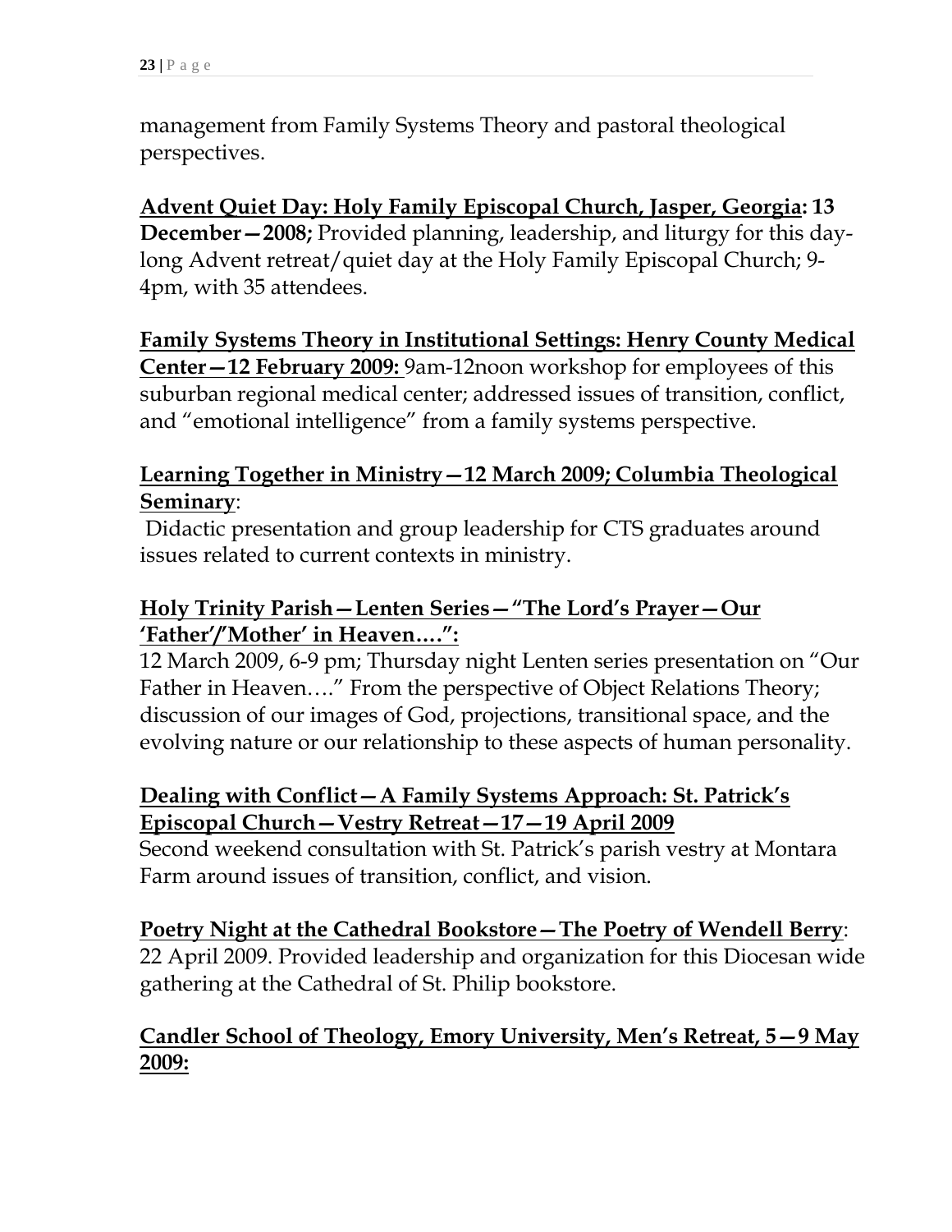management from Family Systems Theory and pastoral theological perspectives.

**Advent Quiet Day: Holy Family Episcopal Church, Jasper, Georgia: 13 December—2008;** Provided planning, leadership, and liturgy for this day-long Advent retreat/quiet day at the Holy Family Episcopal Church; 9-4pm, with 35 attendees.

**Family Systems Theory in Institutional Settings: Henry County Medical Center—12 February 2009:** 9am-12noon workshop for employees of this suburban regional medical center; addressed issues of transition, conflict, and "emotional intelligence" from a family systems perspective.

**Learning Together in Ministry—12 March 2009; Columbia Theological Seminary**:
Didactic presentation and group leadership for CTS graduates around issues related to current contexts in ministry.

**Holy Trinity Parish—Lenten Series—"The Lord's Prayer—Our 'Father'/'Mother' in Heaven….":**
12 March 2009, 6-9 pm; Thursday night Lenten series presentation on "Our Father in Heaven…." From the perspective of Object Relations Theory; discussion of our images of God, projections, transitional space, and the evolving nature or our relationship to these aspects of human personality.

**Dealing with Conflict—A Family Systems Approach: St. Patrick's Episcopal Church—Vestry Retreat—17—19 April 2009**
Second weekend consultation with St. Patrick's parish vestry at Montara Farm around issues of transition, conflict, and vision.

**Poetry Night at the Cathedral Bookstore—The Poetry of Wendell Berry**:
22 April 2009. Provided leadership and organization for this Diocesan wide gathering at the Cathedral of St. Philip bookstore.

**Candler School of Theology, Emory University, Men's Retreat, 5—9 May 2009:**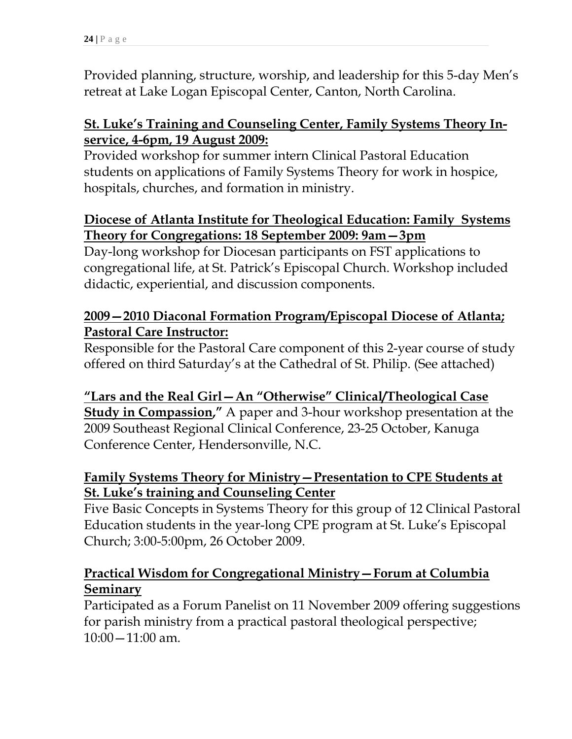Provided planning, structure, worship, and leadership for this 5-day Men's retreat at Lake Logan Episcopal Center, Canton, North Carolina.

**St. Luke's Training and Counseling Center, Family Systems Theory In-service, 4-6pm, 19 August 2009:**
Provided workshop for summer intern Clinical Pastoral Education students on applications of Family Systems Theory for work in hospice, hospitals, churches, and formation in ministry.

**Diocese of Atlanta Institute for Theological Education: Family Systems Theory for Congregations: 18 September 2009: 9am—3pm**
Day-long workshop for Diocesan participants on FST applications to congregational life, at St. Patrick's Episcopal Church. Workshop included didactic, experiential, and discussion components.

**2009—2010 Diaconal Formation Program/Episcopal Diocese of Atlanta; Pastoral Care Instructor:**
Responsible for the Pastoral Care component of this 2-year course of study offered on third Saturday's at the Cathedral of St. Philip. (See attached)

**"Lars and the Real Girl—An "Otherwise" Clinical/Theological Case Study in Compassion,"** A paper and 3-hour workshop presentation at the 2009 Southeast Regional Clinical Conference, 23-25 October, Kanuga Conference Center, Hendersonville, N.C.

**Family Systems Theory for Ministry—Presentation to CPE Students at St. Luke's training and Counseling Center**
Five Basic Concepts in Systems Theory for this group of 12 Clinical Pastoral Education students in the year-long CPE program at St. Luke's Episcopal Church; 3:00-5:00pm, 26 October 2009.

**Practical Wisdom for Congregational Ministry—Forum at Columbia Seminary**
Participated as a Forum Panelist on 11 November 2009 offering suggestions for parish ministry from a practical pastoral theological perspective; 10:00—11:00 am.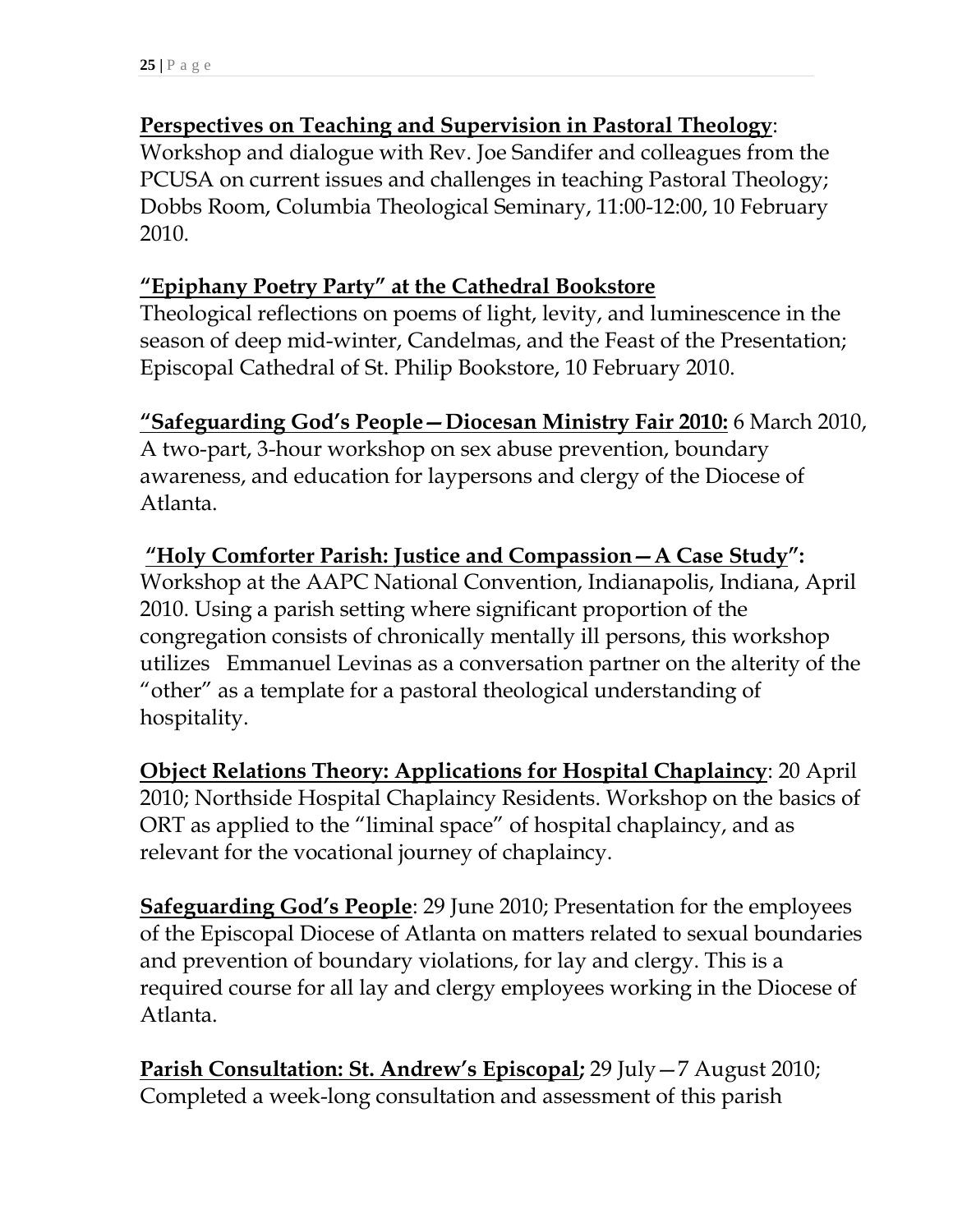**<u>Perspectives on Teaching and Supervision in Pastoral Theology</u>**:
Workshop and dialogue with Rev. Joe Sandifer and colleagues from the PCUSA on current issues and challenges in teaching Pastoral Theology; Dobbs Room, Columbia Theological Seminary, 11:00-12:00, 10 February 2010.

**<u>"Epiphany Poetry Party" at the Cathedral Bookstore</u>**
Theological reflections on poems of light, levity, and luminescence in the season of deep mid-winter, Candelmas, and the Feast of the Presentation; Episcopal Cathedral of St. Philip Bookstore, 10 February 2010.

**<u>"Safeguarding God's People—Diocesan Ministry Fair 2010:</u>** 6 March 2010, A two-part, 3-hour workshop on sex abuse prevention, boundary awareness, and education for laypersons and clergy of the Diocese of Atlanta.

**<u>"Holy Comforter Parish: Justice and Compassion—A Case Study</u>":**
Workshop at the AAPC National Convention, Indianapolis, Indiana, April 2010. Using a parish setting where significant proportion of the congregation consists of chronically mentally ill persons, this workshop utilizes Emmanuel Levinas as a conversation partner on the alterity of the "other" as a template for a pastoral theological understanding of hospitality.

**<u>Object Relations Theory: Applications for Hospital Chaplaincy</u>**: 20 April 2010; Northside Hospital Chaplaincy Residents. Workshop on the basics of ORT as applied to the "liminal space" of hospital chaplaincy, and as relevant for the vocational journey of chaplaincy.

**<u>Safeguarding God's People</u>**: 29 June 2010; Presentation for the employees of the Episcopal Diocese of Atlanta on matters related to sexual boundaries and prevention of boundary violations, for lay and clergy. This is a required course for all lay and clergy employees working in the Diocese of Atlanta.

**<u>Parish Consultation: St. Andrew's Episcopal</u>;** 29 July—7 August 2010; Completed a week-long consultation and assessment of this parish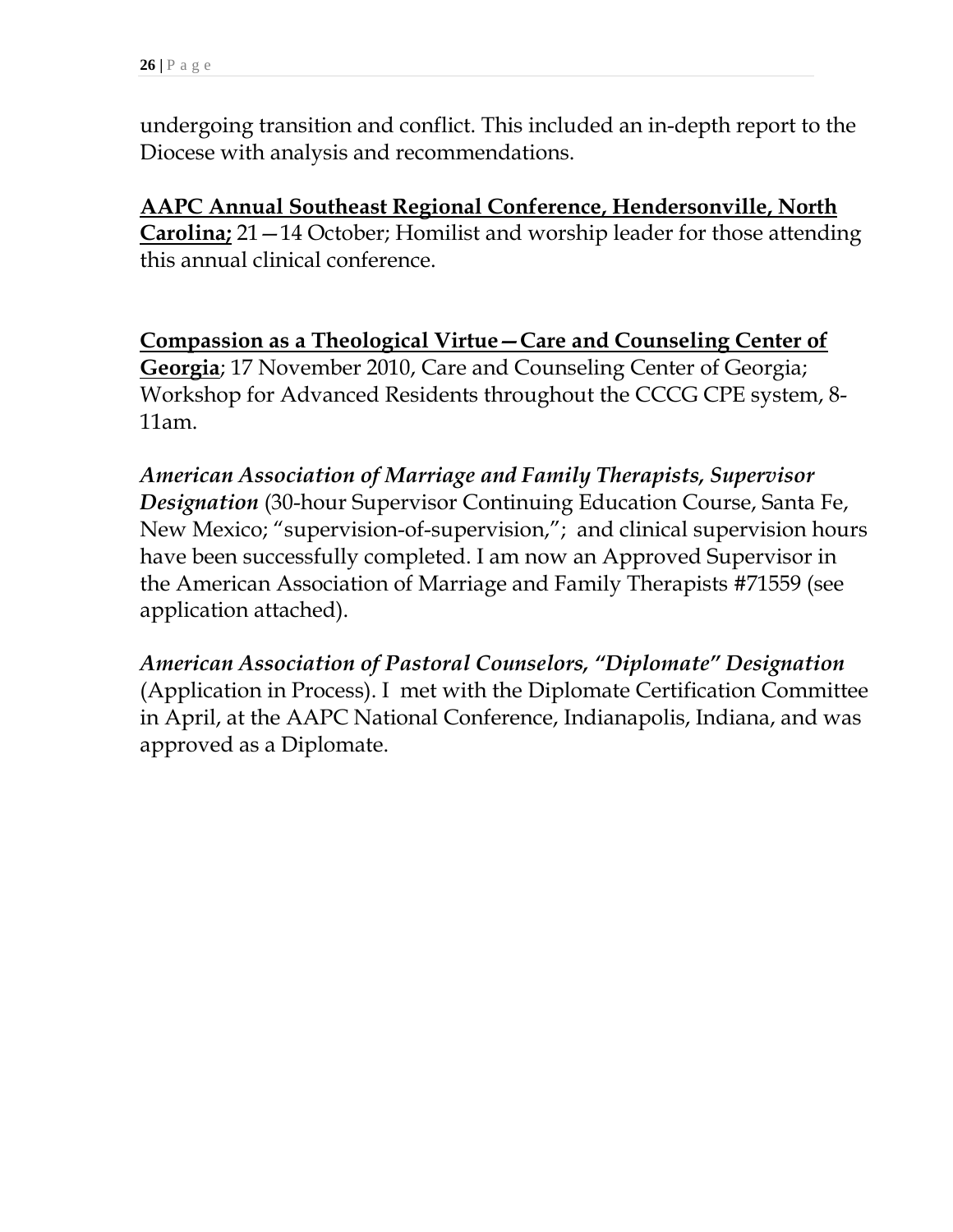undergoing transition and conflict. This included an in-depth report to the Diocese with analysis and recommendations.

**AAPC Annual Southeast Regional Conference, Hendersonville, North Carolina;** 21—14 October; Homilist and worship leader for those attending this annual clinical conference.

**Compassion as a Theological Virtue—Care and Counseling Center of Georgia**; 17 November 2010, Care and Counseling Center of Georgia; Workshop for Advanced Residents throughout the CCCG CPE system, 8-11am.

***American Association of Marriage and Family Therapists, Supervisor Designation*** (30-hour Supervisor Continuing Education Course, Santa Fe, New Mexico; "supervision-of-supervision,"; and clinical supervision hours have been successfully completed. I am now an Approved Supervisor in the American Association of Marriage and Family Therapists #71559 (see application attached).

***American Association of Pastoral Counselors, "Diplomate" Designation*** (Application in Process). I met with the Diplomate Certification Committee in April, at the AAPC National Conference, Indianapolis, Indiana, and was approved as a Diplomate.